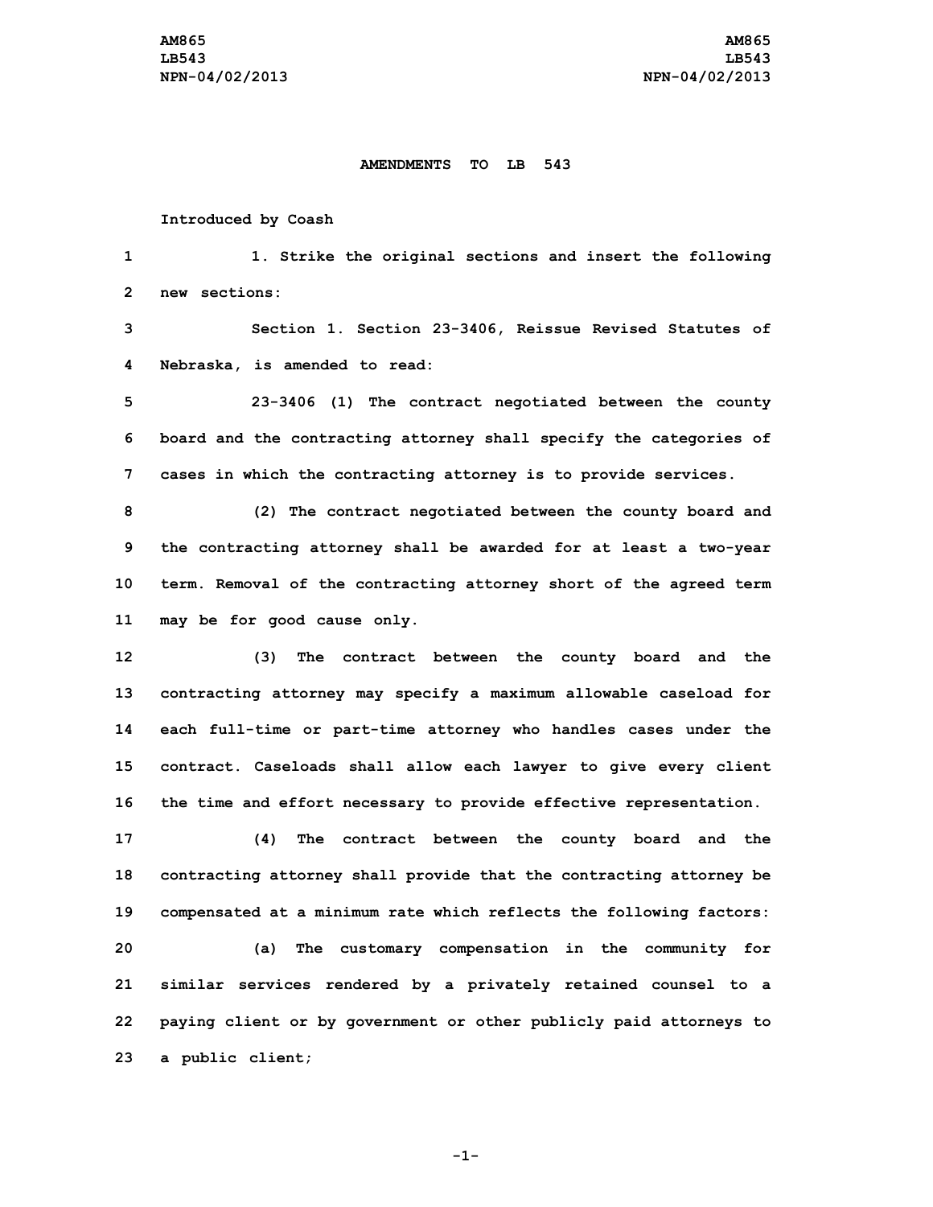# AMENDMENTS TO LB 543

Introduced by Coash

1. Strike the original sections and insert the following new sections:

Section 1. Section 23-3406, Reissue Revised Statutes of Nebraska, is amended to read:

23-3406 (1) The contract negotiated between the county board and the contracting attorney shall specify the categories of cases in which the contracting attorney is to provide services.

(2) The contract negotiated between the county board and the contracting attorney shall be awarded for at least a two-year term. Removal of the contracting attorney short of the agreed term may be for good cause only.

(3) The contract between the county board and the contracting attorney may specify a maximum allowable caseload for each full-time or part-time attorney who handles cases under the contract. Caseloads shall allow each lawyer to give every client the time and effort necessary to provide effective representation.

(4) The contract between the county board and the contracting attorney shall provide that the contracting attorney be compensated at a minimum rate which reflects the following factors:

(a) The customary compensation in the community for similar services rendered by a privately retained counsel to a paying client or by government or other publicly paid attorneys to a public client;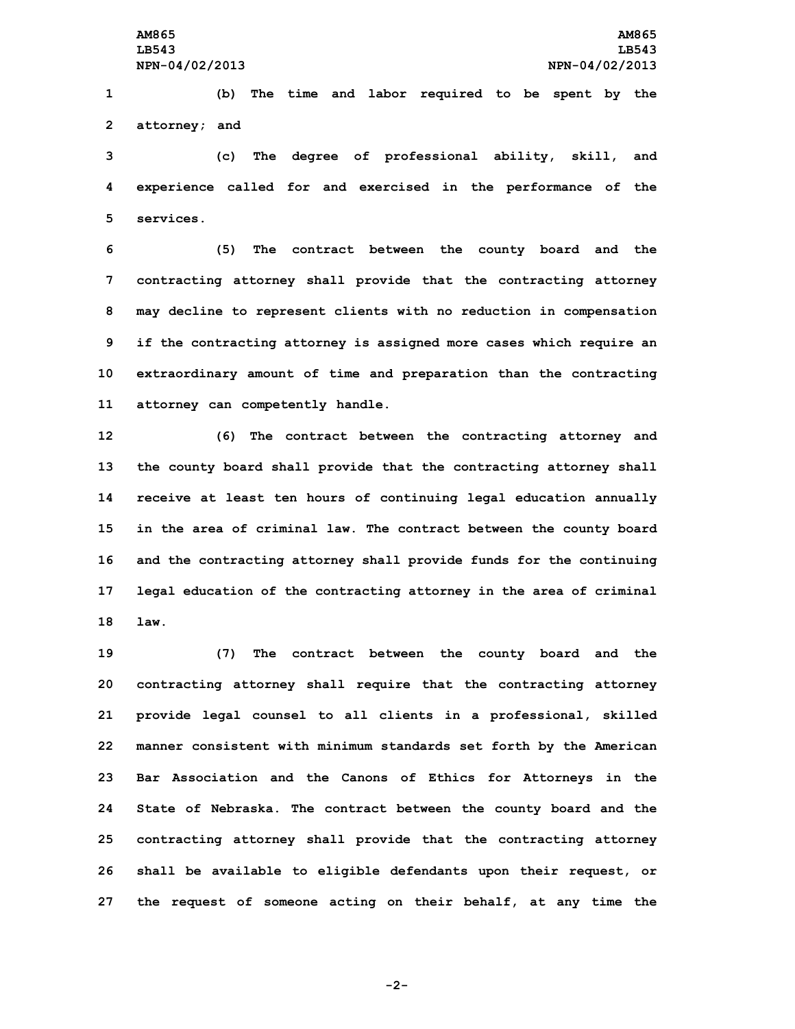(b) The time and labor required to be spent by the attorney; and

(c) The degree of professional ability, skill, and experience called for and exercised in the performance of the services.

(5) The contract between the county board and the contracting attorney shall provide that the contracting attorney may decline to represent clients with no reduction in compensation if the contracting attorney is assigned more cases which require an extraordinary amount of time and preparation than the contracting attorney can competently handle.

(6) The contract between the contracting attorney and the county board shall provide that the contracting attorney shall receive at least ten hours of continuing legal education annually in the area of criminal law. The contract between the county board and the contracting attorney shall provide funds for the continuing legal education of the contracting attorney in the area of criminal law.

(7) The contract between the county board and the contracting attorney shall require that the contracting attorney provide legal counsel to all clients in a professional, skilled manner consistent with minimum standards set forth by the American Bar Association and the Canons of Ethics for Attorneys in the State of Nebraska. The contract between the county board and the contracting attorney shall provide that the contracting attorney shall be available to eligible defendants upon their request, or the request of someone acting on their behalf, at any time the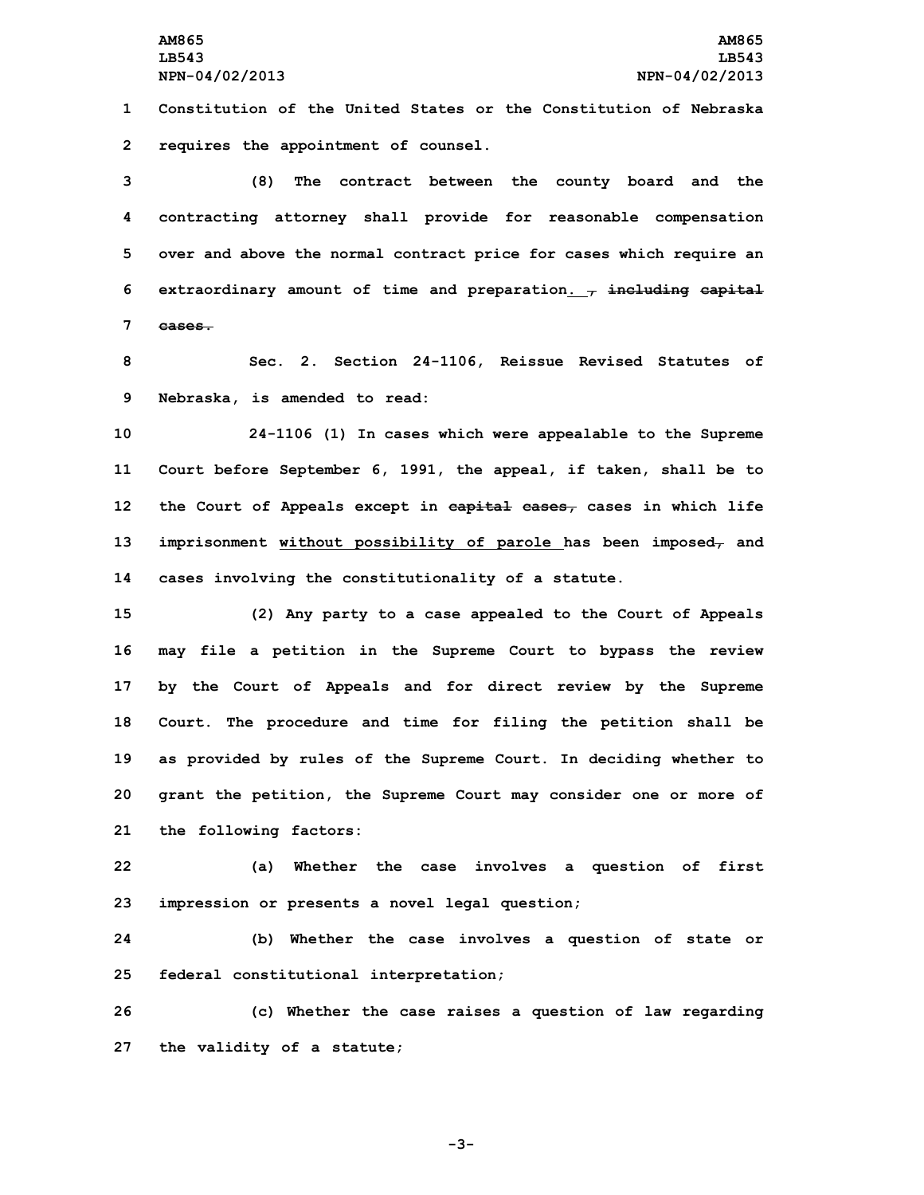Constitution of the United States or the Constitution of Nebraska requires the appointment of counsel.

(8) The contract between the county board and the contracting attorney shall provide for reasonable compensation over and above the normal contract price for cases which require an extraordinary amount of time and preparation. ~~, including capital cases.~~

Sec. 2. Section 24-1106, Reissue Revised Statutes of Nebraska, is amended to read:

24-1106 (1) In cases which were appealable to the Supreme Court before September 6, 1991, the appeal, if taken, shall be to the Court of Appeals except in ~~capital cases,~~ cases in which life imprisonment <u>without possibility of parole</u> has been imposed~~,~~ and cases involving the constitutionality of a statute.

(2) Any party to a case appealed to the Court of Appeals may file a petition in the Supreme Court to bypass the review by the Court of Appeals and for direct review by the Supreme Court. The procedure and time for filing the petition shall be as provided by rules of the Supreme Court. In deciding whether to grant the petition, the Supreme Court may consider one or more of the following factors:

(a) Whether the case involves a question of first impression or presents a novel legal question;

(b) Whether the case involves a question of state or federal constitutional interpretation;

(c) Whether the case raises a question of law regarding the validity of a statute;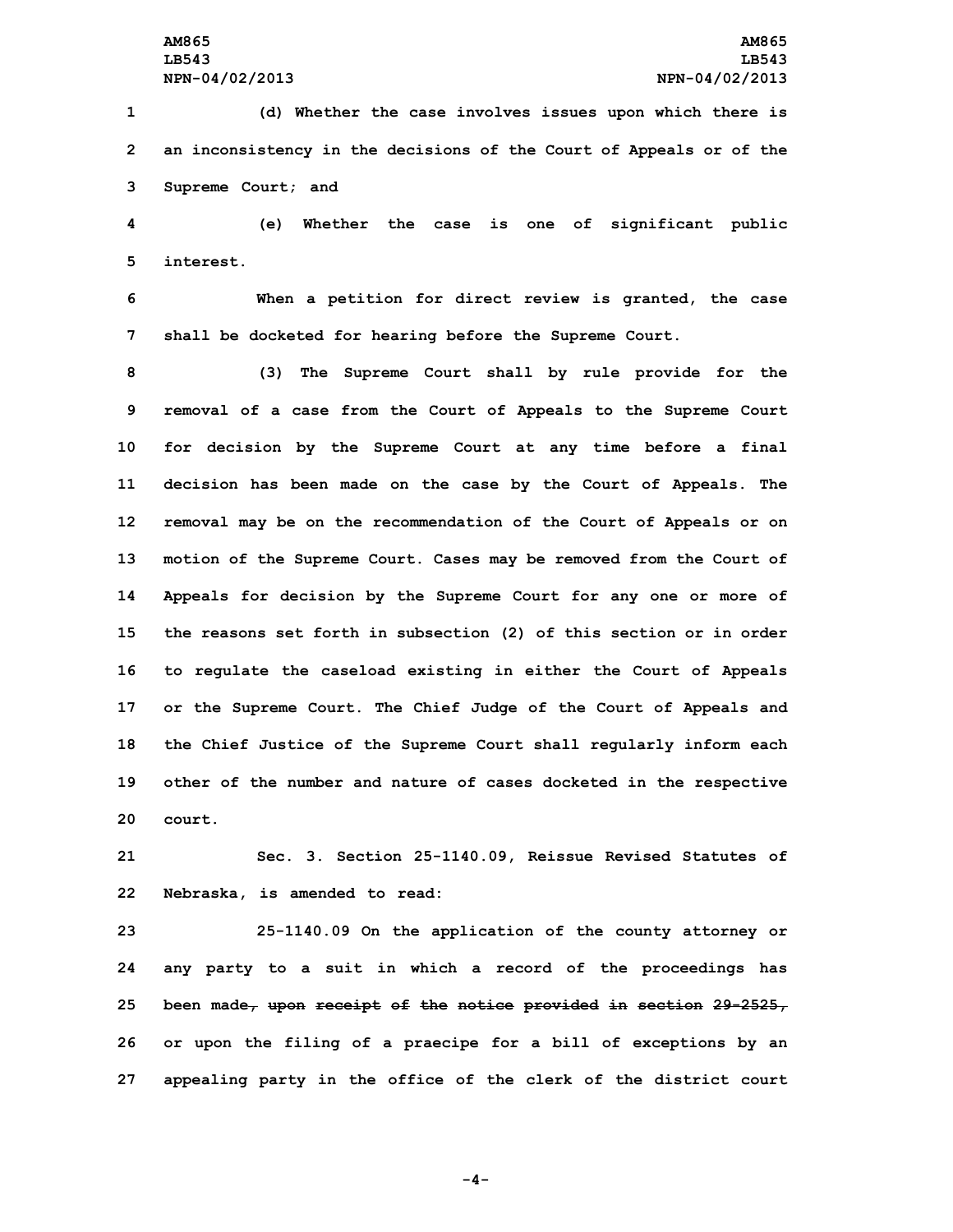(d) Whether the case involves issues upon which there is an inconsistency in the decisions of the Court of Appeals or of the Supreme Court; and

(e) Whether the case is one of significant public interest.

When a petition for direct review is granted, the case shall be docketed for hearing before the Supreme Court.

(3) The Supreme Court shall by rule provide for the removal of a case from the Court of Appeals to the Supreme Court for decision by the Supreme Court at any time before a final decision has been made on the case by the Court of Appeals. The removal may be on the recommendation of the Court of Appeals or on motion of the Supreme Court. Cases may be removed from the Court of Appeals for decision by the Supreme Court for any one or more of the reasons set forth in subsection (2) of this section or in order to regulate the caseload existing in either the Court of Appeals or the Supreme Court. The Chief Judge of the Court of Appeals and the Chief Justice of the Supreme Court shall regularly inform each other of the number and nature of cases docketed in the respective court.

Sec. 3. Section 25-1140.09, Reissue Revised Statutes of Nebraska, is amended to read:

25-1140.09 On the application of the county attorney or any party to a suit in which a record of the proceedings has been made~~, upon receipt of the notice provided in section 29-2525,~~ or upon the filing of a praecipe for a bill of exceptions by an appealing party in the office of the clerk of the district court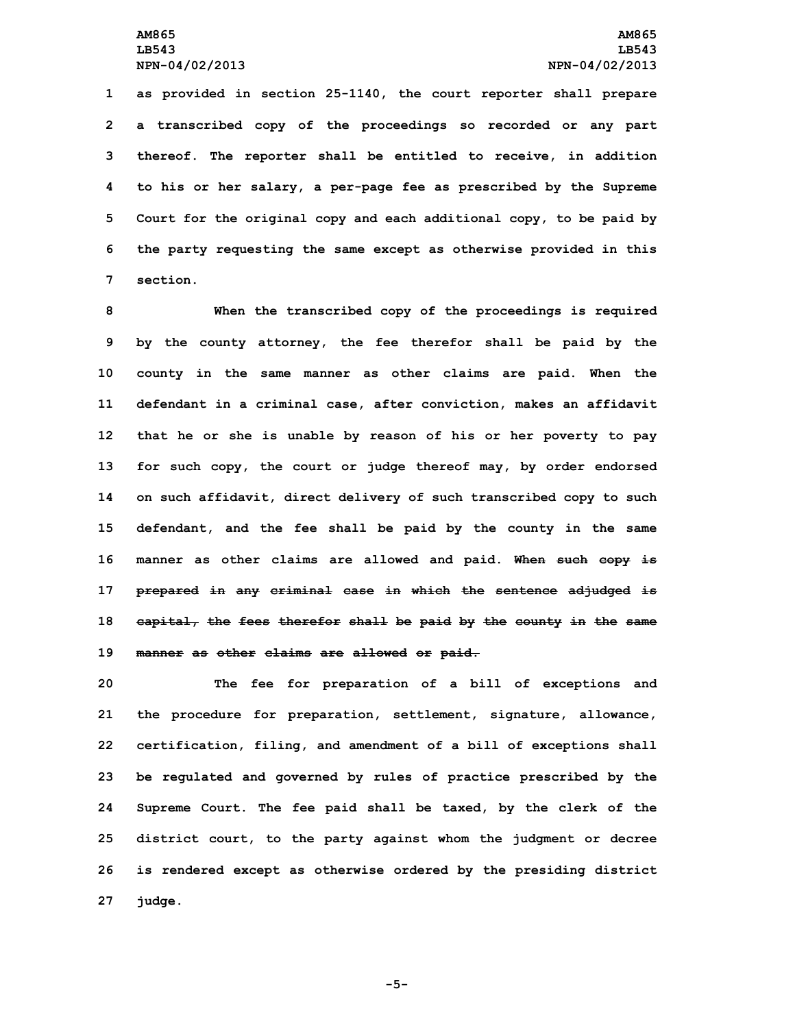as provided in section 25-1140, the court reporter shall prepare a transcribed copy of the proceedings so recorded or any part thereof. The reporter shall be entitled to receive, in addition to his or her salary, a per-page fee as prescribed by the Supreme Court for the original copy and each additional copy, to be paid by the party requesting the same except as otherwise provided in this section.

When the transcribed copy of the proceedings is required by the county attorney, the fee therefor shall be paid by the county in the same manner as other claims are paid. When the defendant in a criminal case, after conviction, makes an affidavit that he or she is unable by reason of his or her poverty to pay for such copy, the court or judge thereof may, by order endorsed on such affidavit, direct delivery of such transcribed copy to such defendant, and the fee shall be paid by the county in the same manner as other claims are allowed and paid. ~~When such copy is prepared in any criminal case in which the sentence adjudged is capital, the fees therefor shall be paid by the county in the same manner as other claims are allowed or paid.~~

The fee for preparation of a bill of exceptions and the procedure for preparation, settlement, signature, allowance, certification, filing, and amendment of a bill of exceptions shall be regulated and governed by rules of practice prescribed by the Supreme Court. The fee paid shall be taxed, by the clerk of the district court, to the party against whom the judgment or decree is rendered except as otherwise ordered by the presiding district judge.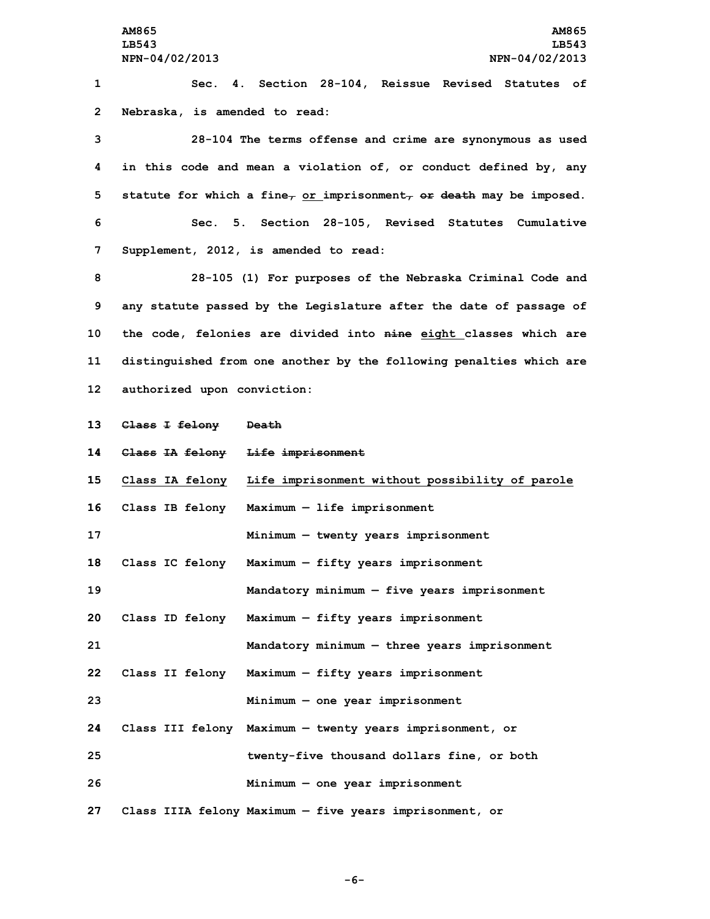Sec. 4. Section 28-104, Reissue Revised Statutes of Nebraska, is amended to read:

28-104 The terms offense and crime are synonymous as used in this code and mean a violation of, or conduct defined by, any statute for which a fine~~,~~ or imprisonment~~, or death~~ may be imposed.

Sec. 5. Section 28-105, Revised Statutes Cumulative Supplement, 2012, is amended to read:

28-105 (1) For purposes of the Nebraska Criminal Code and any statute passed by the Legislature after the date of passage of the code, felonies are divided into ~~nine~~ eight classes which are distinguished from one another by the following penalties which are authorized upon conviction:

| | |
|---|---|
| ~~Class I felony~~ | ~~Death~~ |
| ~~Class IA felony~~ | ~~Life imprisonment~~ |
| Class IA felony | Life imprisonment without possibility of parole |
| Class IB felony | Maximum — life imprisonment |
| | Minimum — twenty years imprisonment |
| Class IC felony | Maximum — fifty years imprisonment |
| | Mandatory minimum — five years imprisonment |
| Class ID felony | Maximum — fifty years imprisonment |
| | Mandatory minimum — three years imprisonment |
| Class II felony | Maximum — fifty years imprisonment |
| | Minimum — one year imprisonment |
| Class III felony | Maximum — twenty years imprisonment, or |
| | twenty-five thousand dollars fine, or both |
| | Minimum — one year imprisonment |
| Class IIIA felony | Maximum — five years imprisonment, or |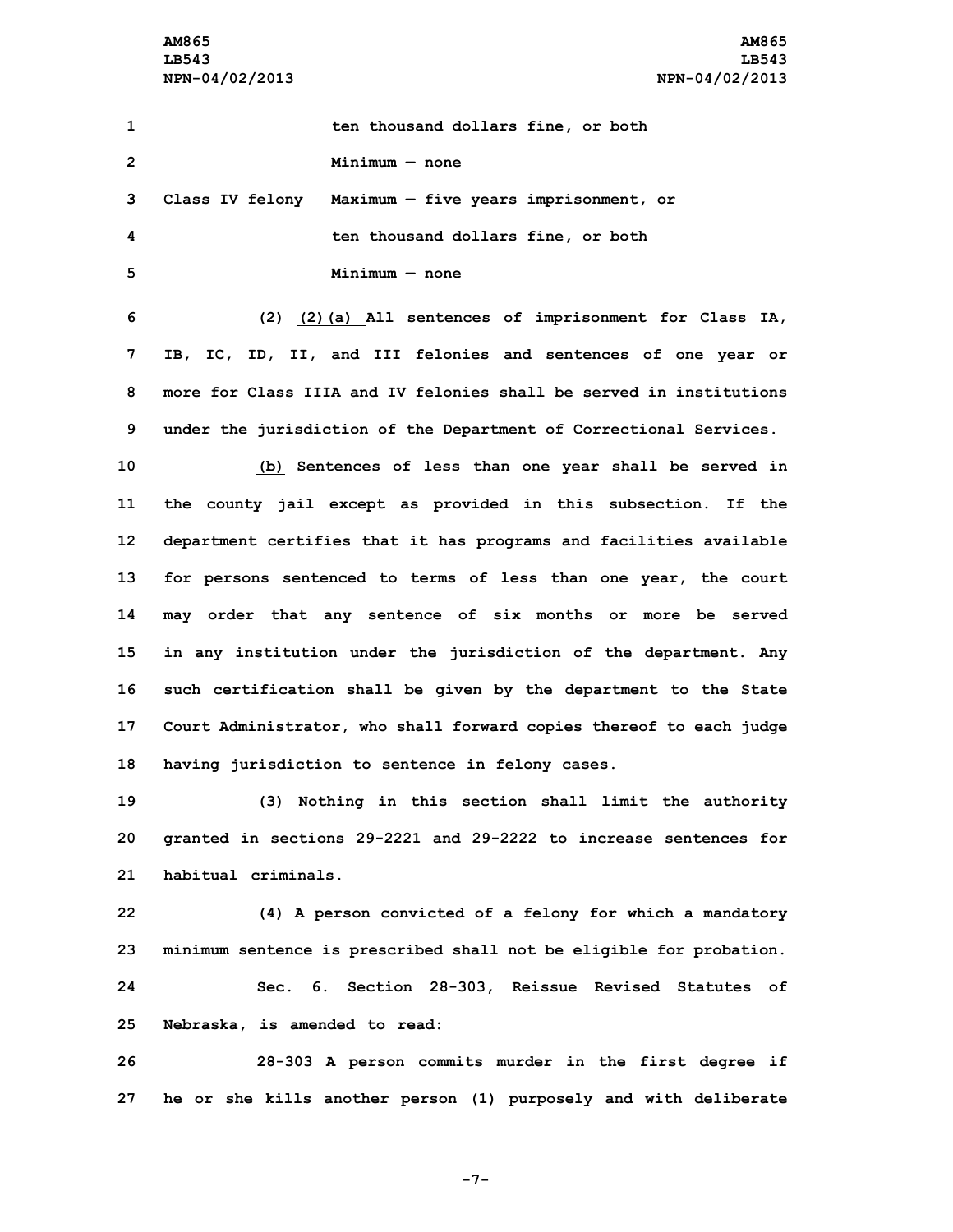ten thousand dollars fine, or both

Minimum — none

| | |
|---|---|
| Class IV felony | Maximum — five years imprisonment, or ten thousand dollars fine, or both |
| | Minimum — none |

~~(2)~~ (2)(a) All sentences of imprisonment for Class IA, IB, IC, ID, II, and III felonies and sentences of one year or more for Class IIIA and IV felonies shall be served in institutions under the jurisdiction of the Department of Correctional Services.

(b) Sentences of less than one year shall be served in the county jail except as provided in this subsection. If the department certifies that it has programs and facilities available for persons sentenced to terms of less than one year, the court may order that any sentence of six months or more be served in any institution under the jurisdiction of the department. Any such certification shall be given by the department to the State Court Administrator, who shall forward copies thereof to each judge having jurisdiction to sentence in felony cases.

(3) Nothing in this section shall limit the authority granted in sections 29-2221 and 29-2222 to increase sentences for habitual criminals.

(4) A person convicted of a felony for which a mandatory minimum sentence is prescribed shall not be eligible for probation.

Sec. 6. Section 28-303, Reissue Revised Statutes of Nebraska, is amended to read:

28-303 A person commits murder in the first degree if he or she kills another person (1) purposely and with deliberate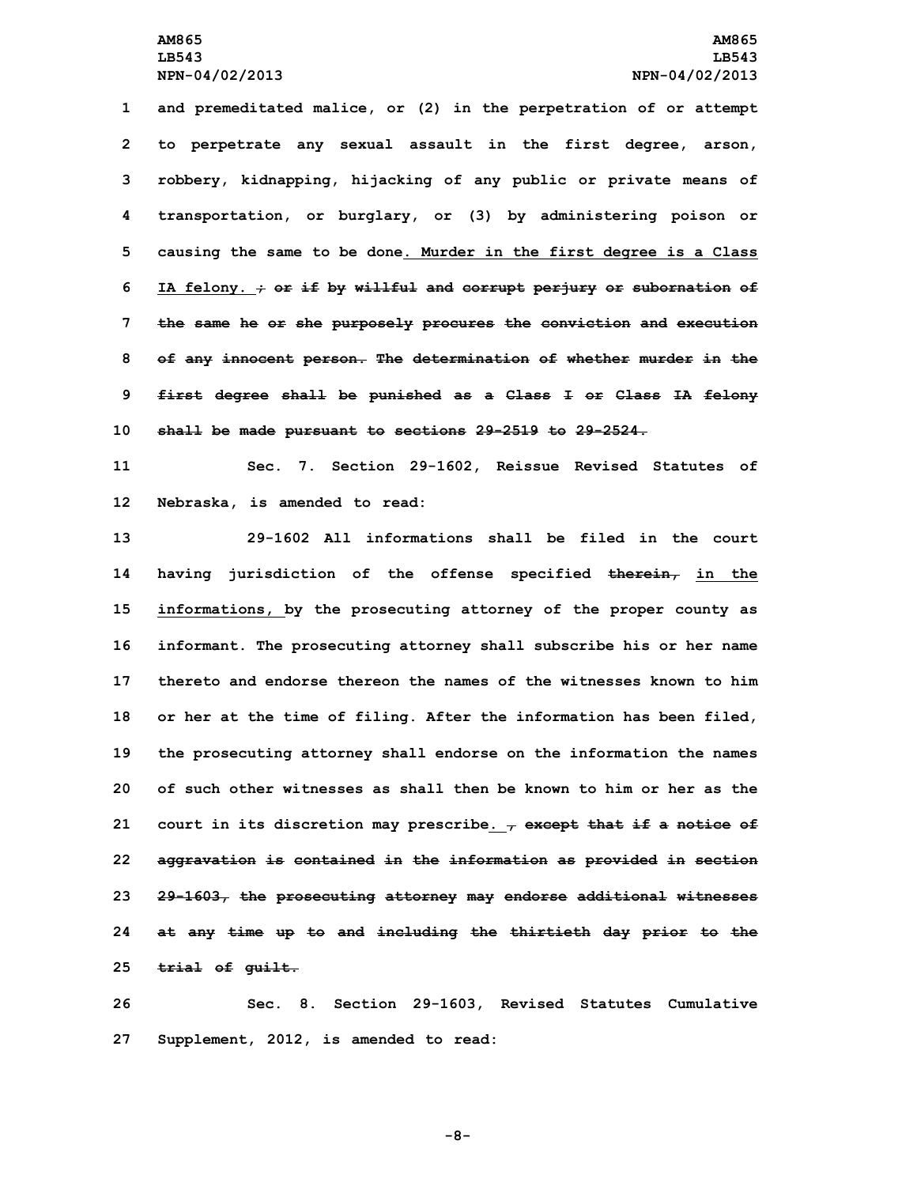and premeditated malice, or (2) in the perpetration of or attempt to perpetrate any sexual assault in the first degree, arson, robbery, kidnapping, hijacking of any public or private means of transportation, or burglary, or (3) by administering poison or causing the same to be done. Murder in the first degree is a Class IA felony. ; ~~or if by willful and corrupt perjury or subornation of the same he or she purposely procures the conviction and execution of any innocent person. The determination of whether murder in the first degree shall be punished as a Class I or Class IA felony shall be made pursuant to sections 29-2519 to 29-2524.~~

Sec. 7. Section 29-1602, Reissue Revised Statutes of Nebraska, is amended to read:

29-1602 All informations shall be filed in the court having jurisdiction of the offense specified ~~therein,~~ in the informations, by the prosecuting attorney of the proper county as informant. The prosecuting attorney shall subscribe his or her name thereto and endorse thereon the names of the witnesses known to him or her at the time of filing. After the information has been filed, the prosecuting attorney shall endorse on the information the names of such other witnesses as shall then be known to him or her as the court in its discretion may prescribe. ~~, except that if a notice of aggravation is contained in the information as provided in section 29-1603, the prosecuting attorney may endorse additional witnesses at any time up to and including the thirtieth day prior to the trial of guilt.~~

Sec. 8. Section 29-1603, Revised Statutes Cumulative Supplement, 2012, is amended to read: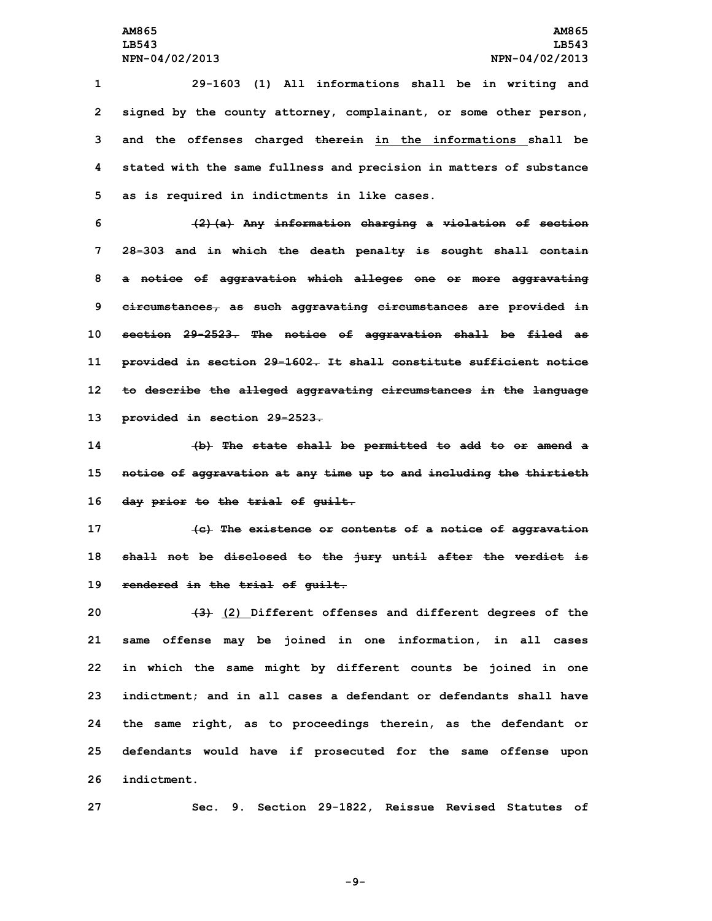29-1603 (1) All informations shall be in writing and signed by the county attorney, complainant, or some other person, and the offenses charged ~~therein~~ in the informations shall be stated with the same fullness and precision in matters of substance as is required in indictments in like cases.

~~(2)(a) Any information charging a violation of section 28-303 and in which the death penalty is sought shall contain a notice of aggravation which alleges one or more aggravating circumstances, as such aggravating circumstances are provided in section 29-2523. The notice of aggravation shall be filed as provided in section 29-1602. It shall constitute sufficient notice to describe the alleged aggravating circumstances in the language provided in section 29-2523.~~

~~(b) The state shall be permitted to add to or amend a notice of aggravation at any time up to and including the thirtieth day prior to the trial of guilt.~~

~~(c) The existence or contents of a notice of aggravation shall not be disclosed to the jury until after the verdict is rendered in the trial of guilt.~~

~~(3)~~ (2) Different offenses and different degrees of the same offense may be joined in one information, in all cases in which the same might by different counts be joined in one indictment; and in all cases a defendant or defendants shall have the same right, as to proceedings therein, as the defendant or defendants would have if prosecuted for the same offense upon indictment.

Sec. 9. Section 29-1822, Reissue Revised Statutes of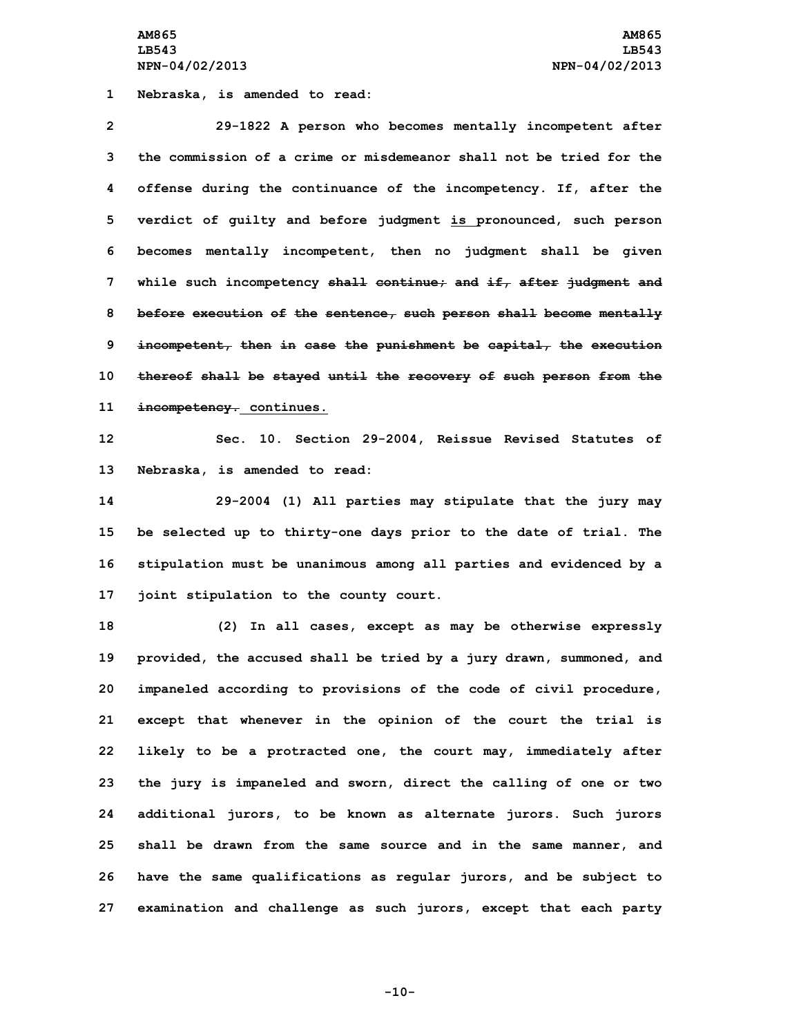Nebraska, is amended to read:

29-1822 A person who becomes mentally incompetent after the commission of a crime or misdemeanor shall not be tried for the offense during the continuance of the incompetency. If, after the verdict of guilty and before judgment is pronounced, such person becomes mentally incompetent, then no judgment shall be given while such incompetency ~~shall continue; and if, after judgment and before execution of the sentence, such person shall become mentally incompetent, then in case the punishment be capital, the execution thereof shall be stayed until the recovery of such person from the incompetency.~~ continues.

Sec. 10. Section 29-2004, Reissue Revised Statutes of Nebraska, is amended to read:

29-2004 (1) All parties may stipulate that the jury may be selected up to thirty-one days prior to the date of trial. The stipulation must be unanimous among all parties and evidenced by a joint stipulation to the county court.

(2) In all cases, except as may be otherwise expressly provided, the accused shall be tried by a jury drawn, summoned, and impaneled according to provisions of the code of civil procedure, except that whenever in the opinion of the court the trial is likely to be a protracted one, the court may, immediately after the jury is impaneled and sworn, direct the calling of one or two additional jurors, to be known as alternate jurors. Such jurors shall be drawn from the same source and in the same manner, and have the same qualifications as regular jurors, and be subject to examination and challenge as such jurors, except that each party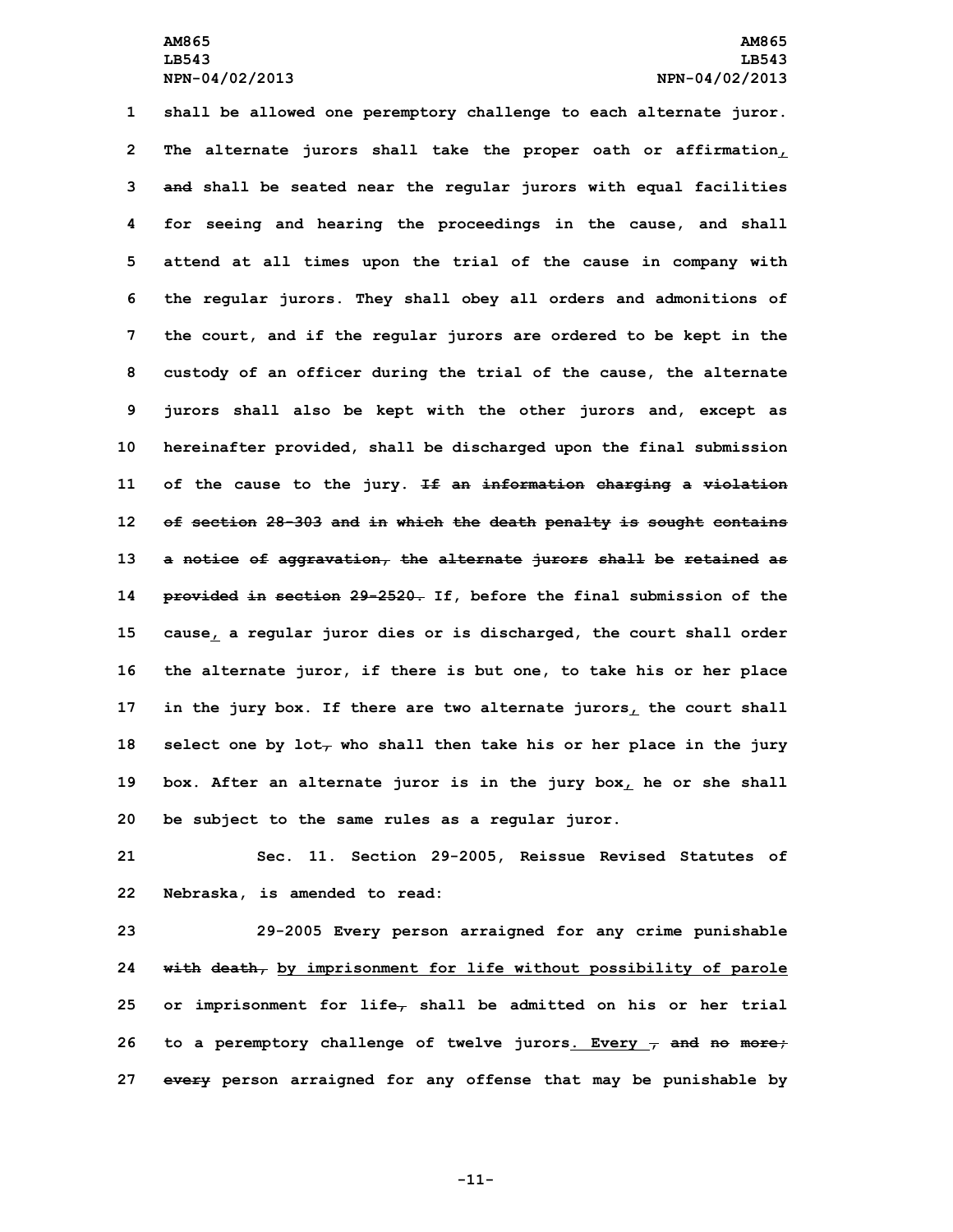shall be allowed one peremptory challenge to each alternate juror. The alternate jurors shall take the proper oath or affirmation, and shall be seated near the regular jurors with equal facilities for seeing and hearing the proceedings in the cause, and shall attend at all times upon the trial of the cause in company with the regular jurors. They shall obey all orders and admonitions of the court, and if the regular jurors are ordered to be kept in the custody of an officer during the trial of the cause, the alternate jurors shall also be kept with the other jurors and, except as hereinafter provided, shall be discharged upon the final submission of the cause to the jury. ~~If an information charging a violation of section 28-303 and in which the death penalty is sought contains a notice of aggravation, the alternate jurors shall be retained as provided in section 29-2520.~~ If, before the final submission of the cause, a regular juror dies or is discharged, the court shall order the alternate juror, if there is but one, to take his or her place in the jury box. If there are two alternate jurors, the court shall select one by lot~~,~~ who shall then take his or her place in the jury box. After an alternate juror is in the jury box, he or she shall be subject to the same rules as a regular juror.

Sec. 11. Section 29-2005, Reissue Revised Statutes of Nebraska, is amended to read:

29-2005 Every person arraigned for any crime punishable ~~with death,~~ by imprisonment for life without possibility of parole or imprisonment for life~~,~~ shall be admitted on his or her trial to a peremptory challenge of twelve jurors. Every ~~, and no more; every~~ person arraigned for any offense that may be punishable by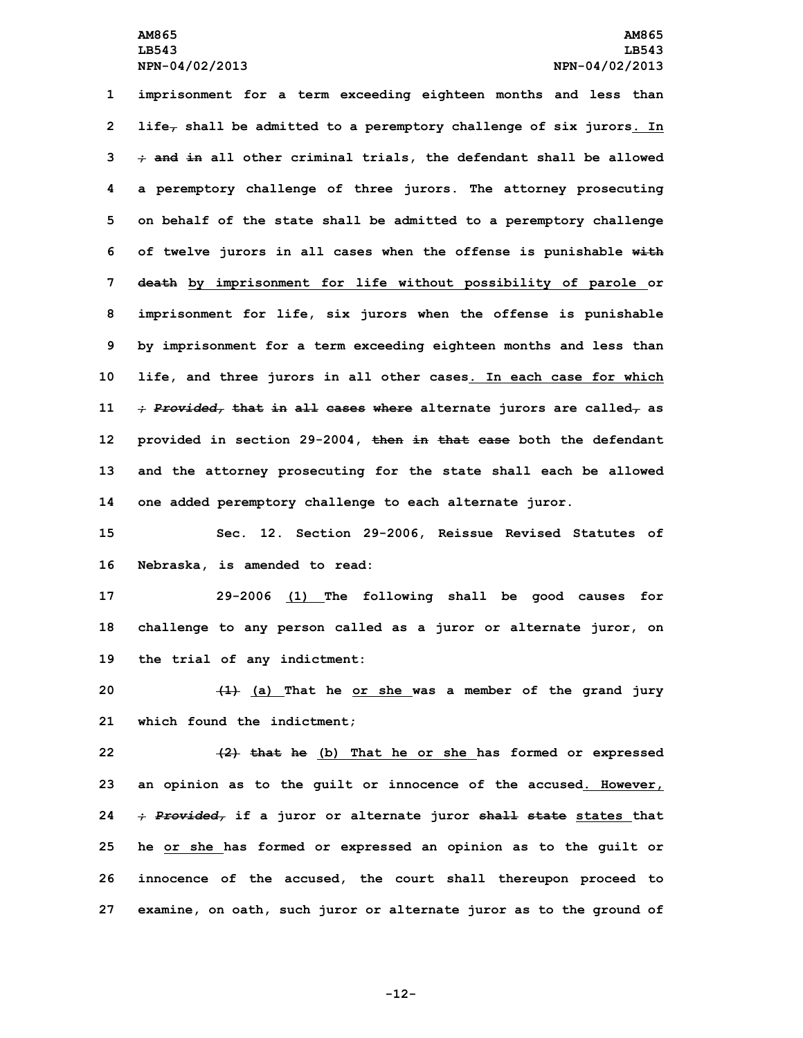imprisonment for a term exceeding eighteen months and less than life, shall be admitted to a peremptory challenge of six jurors. In ; and in all other criminal trials, the defendant shall be allowed a peremptory challenge of three jurors. The attorney prosecuting on behalf of the state shall be admitted to a peremptory challenge of twelve jurors in all cases when the offense is punishable with death by imprisonment for life without possibility of parole or imprisonment for life, six jurors when the offense is punishable by imprisonment for a term exceeding eighteen months and less than life, and three jurors in all other cases. In each case for which ; *Provided,* that in all cases where alternate jurors are called, as provided in section 29-2004, then in that case both the defendant and the attorney prosecuting for the state shall each be allowed one added peremptory challenge to each alternate juror.

Sec. 12. Section 29-2006, Reissue Revised Statutes of Nebraska, is amended to read:

29-2006 (1) The following shall be good causes for challenge to any person called as a juror or alternate juror, on the trial of any indictment:

(1) (a) That he or she was a member of the grand jury which found the indictment;

(2) that he (b) That he or she has formed or expressed an opinion as to the guilt or innocence of the accused. However, ; *Provided,* if a juror or alternate juror shall state states that he or she has formed or expressed an opinion as to the guilt or innocence of the accused, the court shall thereupon proceed to examine, on oath, such juror or alternate juror as to the ground of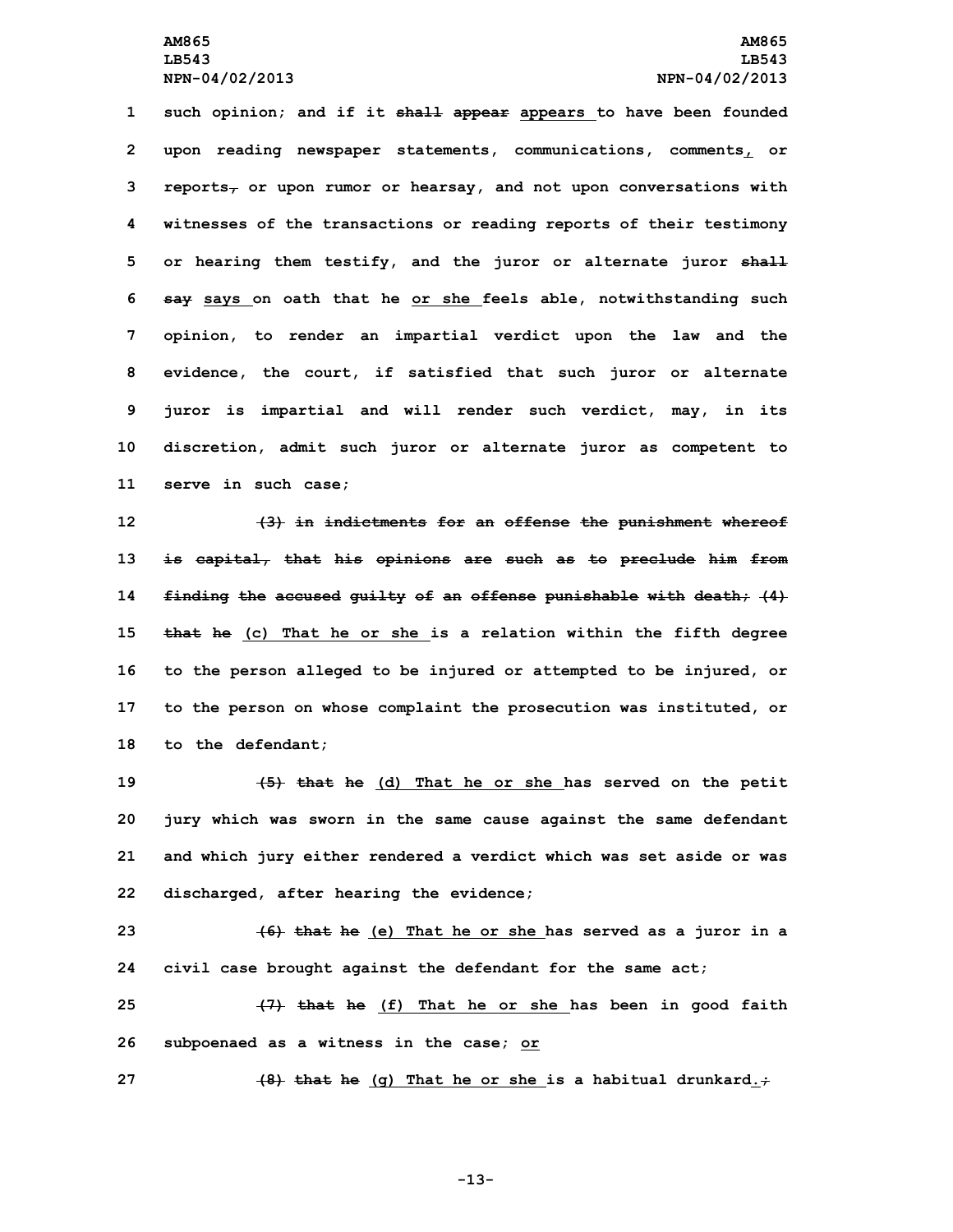such opinion; and if it ~~shall appear~~ appears to have been founded upon reading newspaper statements, communications, comments, or reports~~,~~ or upon rumor or hearsay, and not upon conversations with witnesses of the transactions or reading reports of their testimony or hearing them testify, and the juror or alternate juror ~~shall say~~ says on oath that he or she feels able, notwithstanding such opinion, to render an impartial verdict upon the law and the evidence, the court, if satisfied that such juror or alternate juror is impartial and will render such verdict, may, in its discretion, admit such juror or alternate juror as competent to serve in such case;

~~(3) in indictments for an offense the punishment whereof is capital, that his opinions are such as to preclude him from finding the accused guilty of an offense punishable with death; (4) that he~~ (c) That he or she is a relation within the fifth degree to the person alleged to be injured or attempted to be injured, or to the person on whose complaint the prosecution was instituted, or to the defendant;

~~(5) that he~~ (d) That he or she has served on the petit jury which was sworn in the same cause against the same defendant and which jury either rendered a verdict which was set aside or was discharged, after hearing the evidence;

~~(6) that he~~ (e) That he or she has served as a juror in a civil case brought against the defendant for the same act;

~~(7) that he~~ (f) That he or she has been in good faith subpoenaed as a witness in the case; or

~~(8) that he~~ (g) That he or she is a habitual drunkard.~~;~~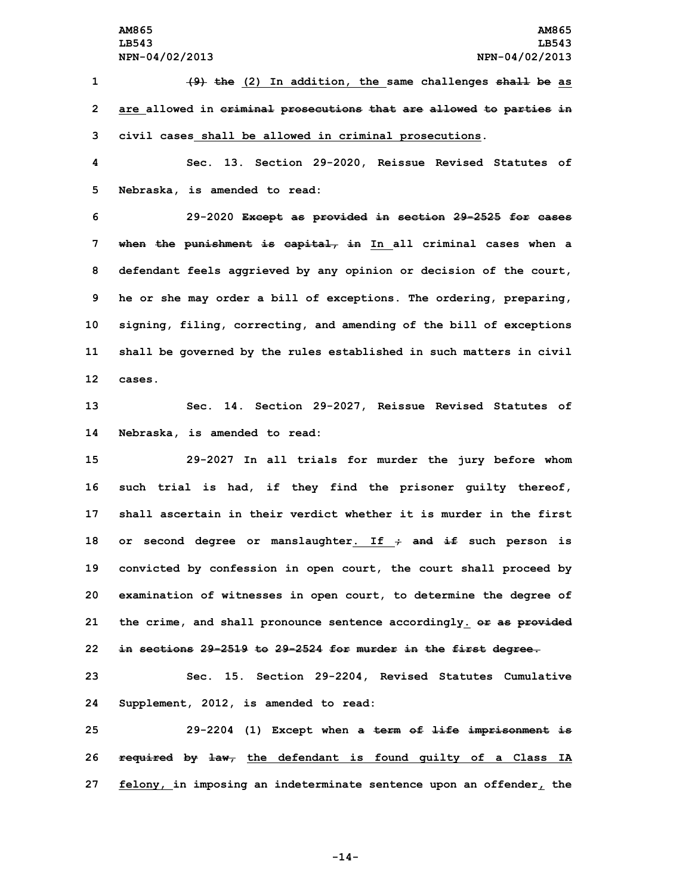(9) the (2) In addition, the same challenges shall be as are allowed in criminal prosecutions that are allowed to parties in civil cases shall be allowed in criminal prosecutions.

Sec. 13. Section 29-2020, Reissue Revised Statutes of Nebraska, is amended to read:

29-2020 Except as provided in section 29-2525 for cases when the punishment is capital, in In all criminal cases when a defendant feels aggrieved by any opinion or decision of the court, he or she may order a bill of exceptions. The ordering, preparing, signing, filing, correcting, and amending of the bill of exceptions shall be governed by the rules established in such matters in civil cases.

Sec. 14. Section 29-2027, Reissue Revised Statutes of Nebraska, is amended to read:

29-2027 In all trials for murder the jury before whom such trial is had, if they find the prisoner guilty thereof, shall ascertain in their verdict whether it is murder in the first or second degree or manslaughter. If ; and if such person is convicted by confession in open court, the court shall proceed by examination of witnesses in open court, to determine the degree of the crime, and shall pronounce sentence accordingly. or as provided in sections 29-2519 to 29-2524 for murder in the first degree.

Sec. 15. Section 29-2204, Revised Statutes Cumulative Supplement, 2012, is amended to read:

29-2204 (1) Except when a term of life imprisonment is required by law, the defendant is found guilty of a Class IA felony, in imposing an indeterminate sentence upon an offender, the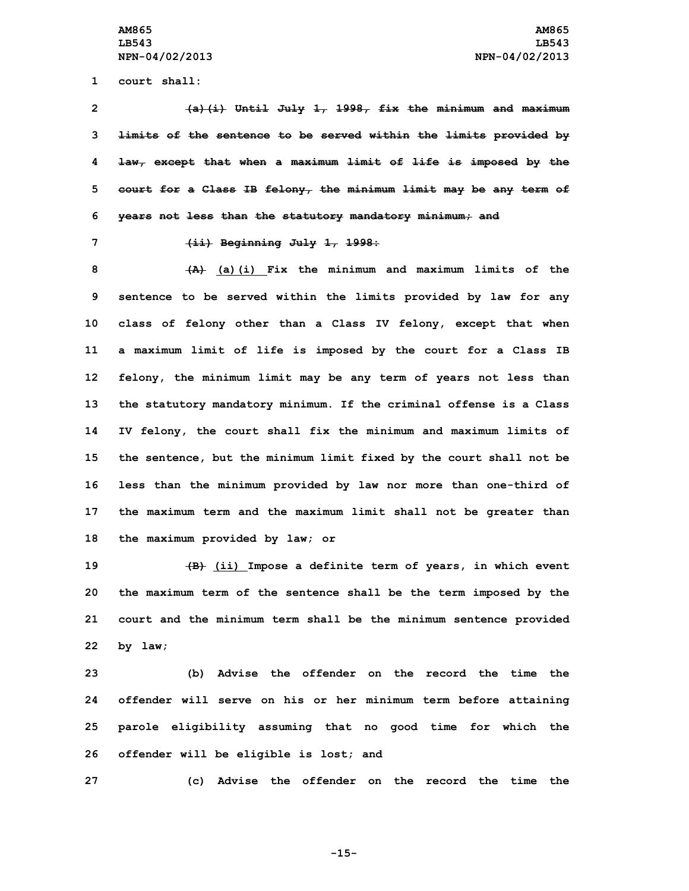court shall:

~~(a)(i) Until July 1, 1998, fix the minimum and maximum limits of the sentence to be served within the limits provided by law, except that when a maximum limit of life is imposed by the court for a Class IB felony, the minimum limit may be any term of years not less than the statutory mandatory minimum; and~~

~~(ii) Beginning July 1, 1998:~~

~~(A)~~ <u>(a)(i)</u> Fix the minimum and maximum limits of the sentence to be served within the limits provided by law for any class of felony other than a Class IV felony, except that when a maximum limit of life is imposed by the court for a Class IB felony, the minimum limit may be any term of years not less than the statutory mandatory minimum. If the criminal offense is a Class IV felony, the court shall fix the minimum and maximum limits of the sentence, but the minimum limit fixed by the court shall not be less than the minimum provided by law nor more than one-third of the maximum term and the maximum limit shall not be greater than the maximum provided by law; or

~~(B)~~ <u>(ii)</u> Impose a definite term of years, in which event the maximum term of the sentence shall be the term imposed by the court and the minimum term shall be the minimum sentence provided by law;

(b) Advise the offender on the record the time the offender will serve on his or her minimum term before attaining parole eligibility assuming that no good time for which the offender will be eligible is lost; and

(c) Advise the offender on the record the time the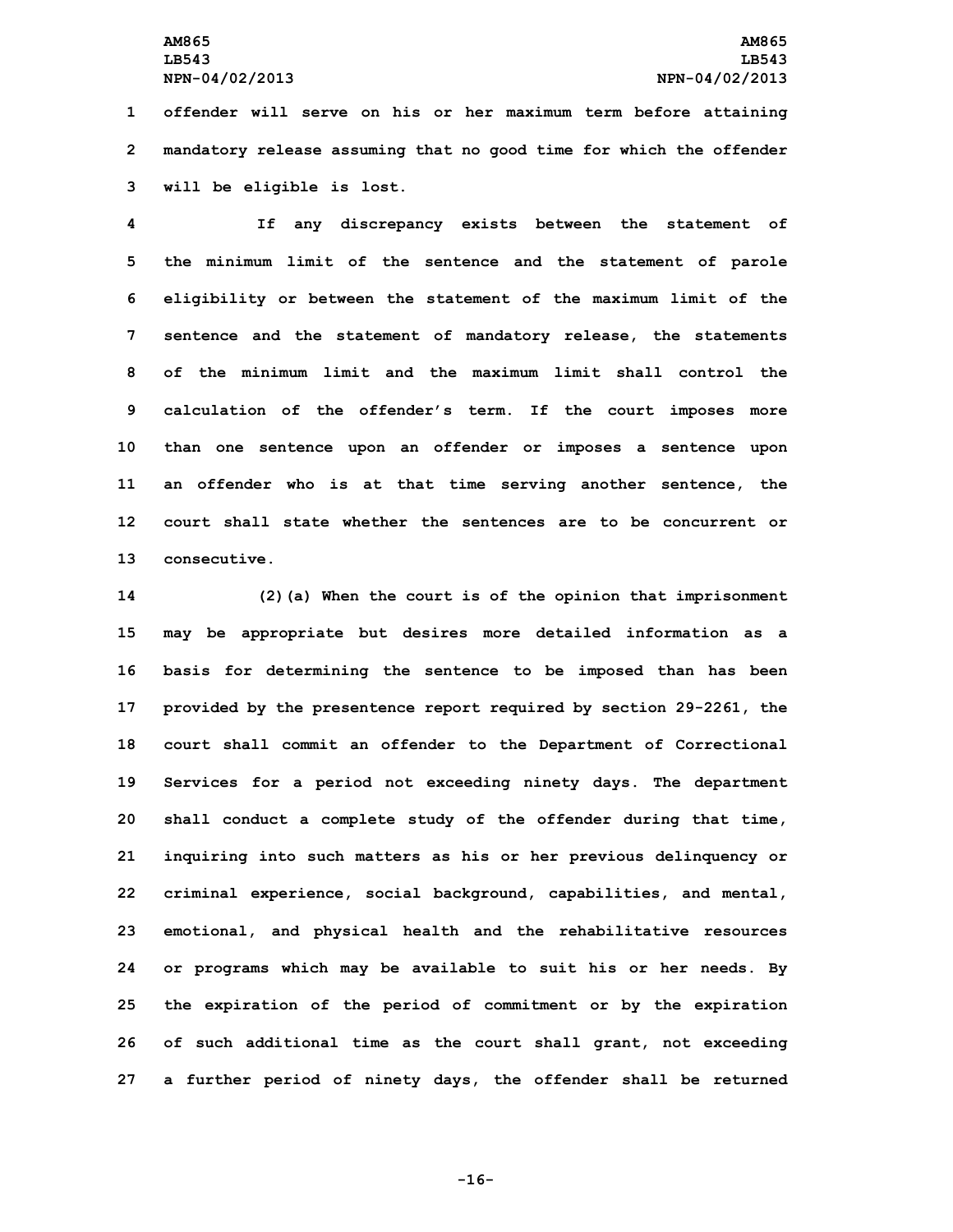offender will serve on his or her maximum term before attaining mandatory release assuming that no good time for which the offender will be eligible is lost.

If any discrepancy exists between the statement of the minimum limit of the sentence and the statement of parole eligibility or between the statement of the maximum limit of the sentence and the statement of mandatory release, the statements of the minimum limit and the maximum limit shall control the calculation of the offender's term. If the court imposes more than one sentence upon an offender or imposes a sentence upon an offender who is at that time serving another sentence, the court shall state whether the sentences are to be concurrent or consecutive.

(2)(a) When the court is of the opinion that imprisonment may be appropriate but desires more detailed information as a basis for determining the sentence to be imposed than has been provided by the presentence report required by section 29-2261, the court shall commit an offender to the Department of Correctional Services for a period not exceeding ninety days. The department shall conduct a complete study of the offender during that time, inquiring into such matters as his or her previous delinquency or criminal experience, social background, capabilities, and mental, emotional, and physical health and the rehabilitative resources or programs which may be available to suit his or her needs. By the expiration of the period of commitment or by the expiration of such additional time as the court shall grant, not exceeding a further period of ninety days, the offender shall be returned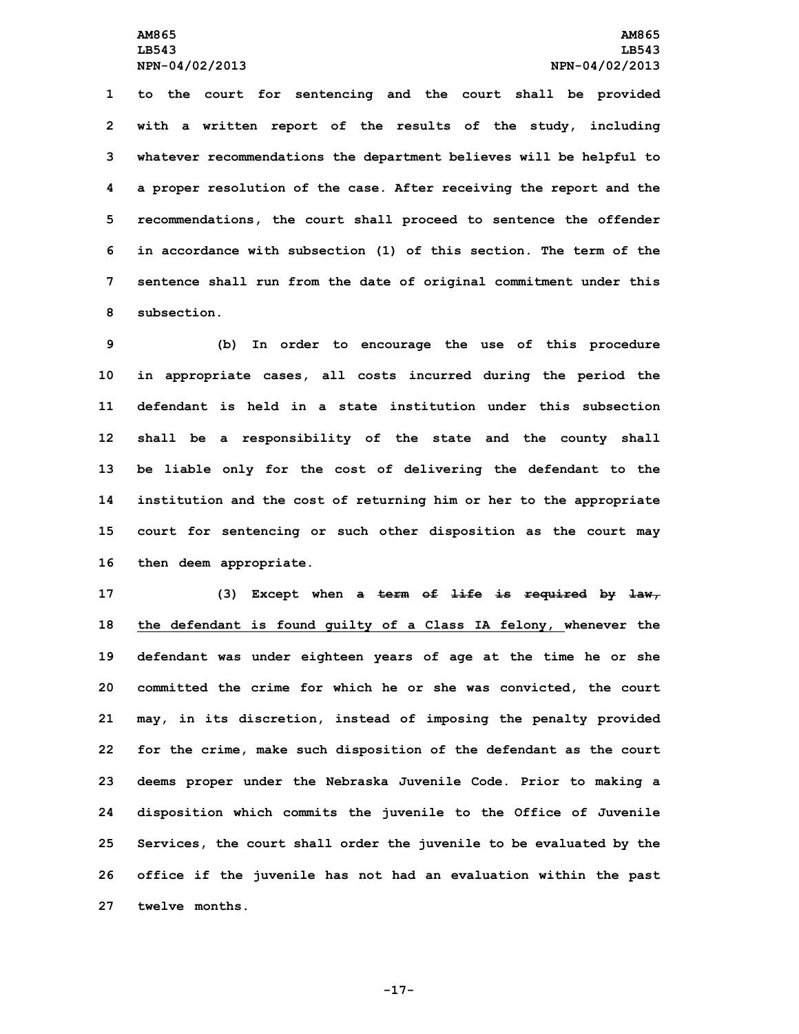to the court for sentencing and the court shall be provided with a written report of the results of the study, including whatever recommendations the department believes will be helpful to a proper resolution of the case. After receiving the report and the recommendations, the court shall proceed to sentence the offender in accordance with subsection (1) of this section. The term of the sentence shall run from the date of original commitment under this subsection.

(b) In order to encourage the use of this procedure in appropriate cases, all costs incurred during the period the defendant is held in a state institution under this subsection shall be a responsibility of the state and the county shall be liable only for the cost of delivering the defendant to the institution and the cost of returning him or her to the appropriate court for sentencing or such other disposition as the court may then deem appropriate.

(3) Except when a ~~term of life is required by law,~~ the defendant is found guilty of a Class IA felony, whenever the defendant was under eighteen years of age at the time he or she committed the crime for which he or she was convicted, the court may, in its discretion, instead of imposing the penalty provided for the crime, make such disposition of the defendant as the court deems proper under the Nebraska Juvenile Code. Prior to making a disposition which commits the juvenile to the Office of Juvenile Services, the court shall order the juvenile to be evaluated by the office if the juvenile has not had an evaluation within the past twelve months.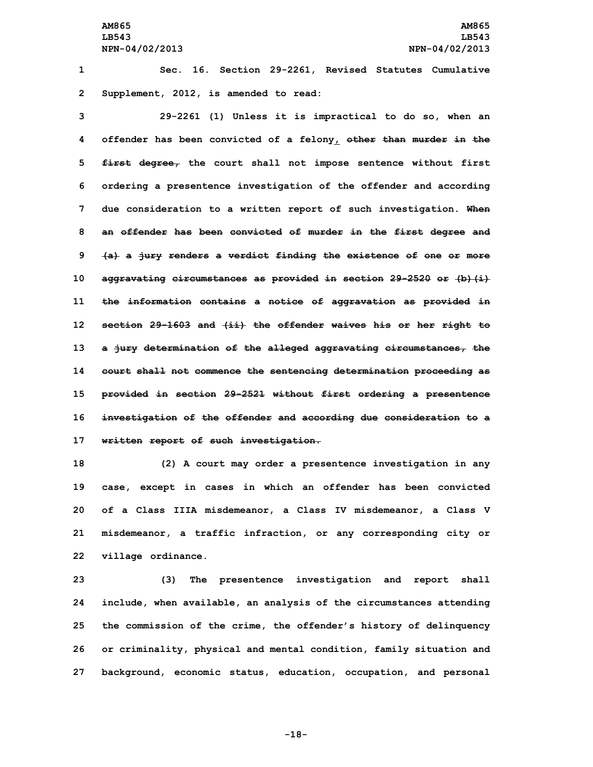Sec. 16. Section 29-2261, Revised Statutes Cumulative Supplement, 2012, is amended to read:

29-2261 (1) Unless it is impractical to do so, when an offender has been convicted of a felony, ~~other than murder in the first degree,~~ the court shall not impose sentence without first ordering a presentence investigation of the offender and according due consideration to a written report of such investigation. ~~When an offender has been convicted of murder in the first degree and (a) a jury renders a verdict finding the existence of one or more aggravating circumstances as provided in section 29-2520 or (b)(i) the information contains a notice of aggravation as provided in section 29-1603 and (ii) the offender waives his or her right to a jury determination of the alleged aggravating circumstances, the court shall not commence the sentencing determination proceeding as provided in section 29-2521 without first ordering a presentence investigation of the offender and according due consideration to a written report of such investigation.~~

(2) A court may order a presentence investigation in any case, except in cases in which an offender has been convicted of a Class IIIA misdemeanor, a Class IV misdemeanor, a Class V misdemeanor, a traffic infraction, or any corresponding city or village ordinance.

(3) The presentence investigation and report shall include, when available, an analysis of the circumstances attending the commission of the crime, the offender's history of delinquency or criminality, physical and mental condition, family situation and background, economic status, education, occupation, and personal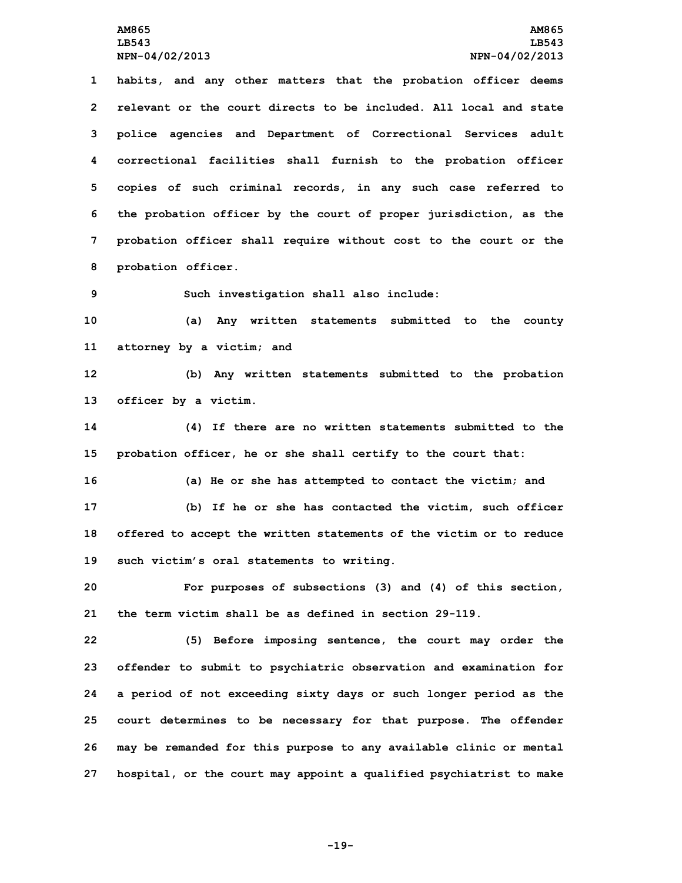habits, and any other matters that the probation officer deems relevant or the court directs to be included. All local and state police agencies and Department of Correctional Services adult correctional facilities shall furnish to the probation officer copies of such criminal records, in any such case referred to the probation officer by the court of proper jurisdiction, as the probation officer shall require without cost to the court or the probation officer.

Such investigation shall also include:

(a) Any written statements submitted to the county attorney by a victim; and

(b) Any written statements submitted to the probation officer by a victim.

(4) If there are no written statements submitted to the probation officer, he or she shall certify to the court that:

(a) He or she has attempted to contact the victim; and

(b) If he or she has contacted the victim, such officer offered to accept the written statements of the victim or to reduce such victim's oral statements to writing.

For purposes of subsections (3) and (4) of this section, the term victim shall be as defined in section 29-119.

(5) Before imposing sentence, the court may order the offender to submit to psychiatric observation and examination for a period of not exceeding sixty days or such longer period as the court determines to be necessary for that purpose. The offender may be remanded for this purpose to any available clinic or mental hospital, or the court may appoint a qualified psychiatrist to make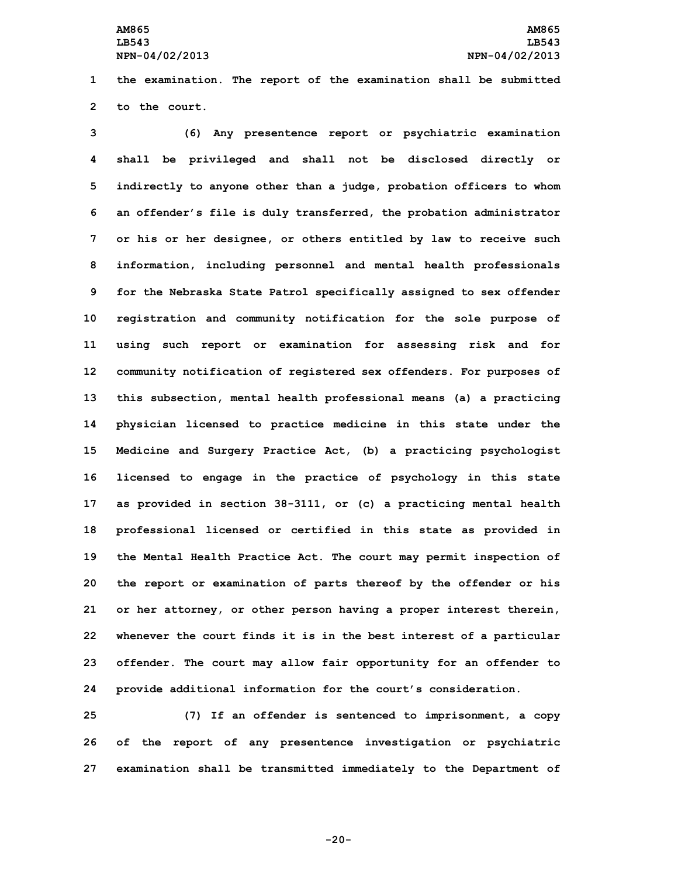the examination. The report of the examination shall be submitted to the court.

(6) Any presentence report or psychiatric examination shall be privileged and shall not be disclosed directly or indirectly to anyone other than a judge, probation officers to whom an offender's file is duly transferred, the probation administrator or his or her designee, or others entitled by law to receive such information, including personnel and mental health professionals for the Nebraska State Patrol specifically assigned to sex offender registration and community notification for the sole purpose of using such report or examination for assessing risk and for community notification of registered sex offenders. For purposes of this subsection, mental health professional means (a) a practicing physician licensed to practice medicine in this state under the Medicine and Surgery Practice Act, (b) a practicing psychologist licensed to engage in the practice of psychology in this state as provided in section 38-3111, or (c) a practicing mental health professional licensed or certified in this state as provided in the Mental Health Practice Act. The court may permit inspection of the report or examination of parts thereof by the offender or his or her attorney, or other person having a proper interest therein, whenever the court finds it is in the best interest of a particular offender. The court may allow fair opportunity for an offender to provide additional information for the court's consideration.

(7) If an offender is sentenced to imprisonment, a copy of the report of any presentence investigation or psychiatric examination shall be transmitted immediately to the Department of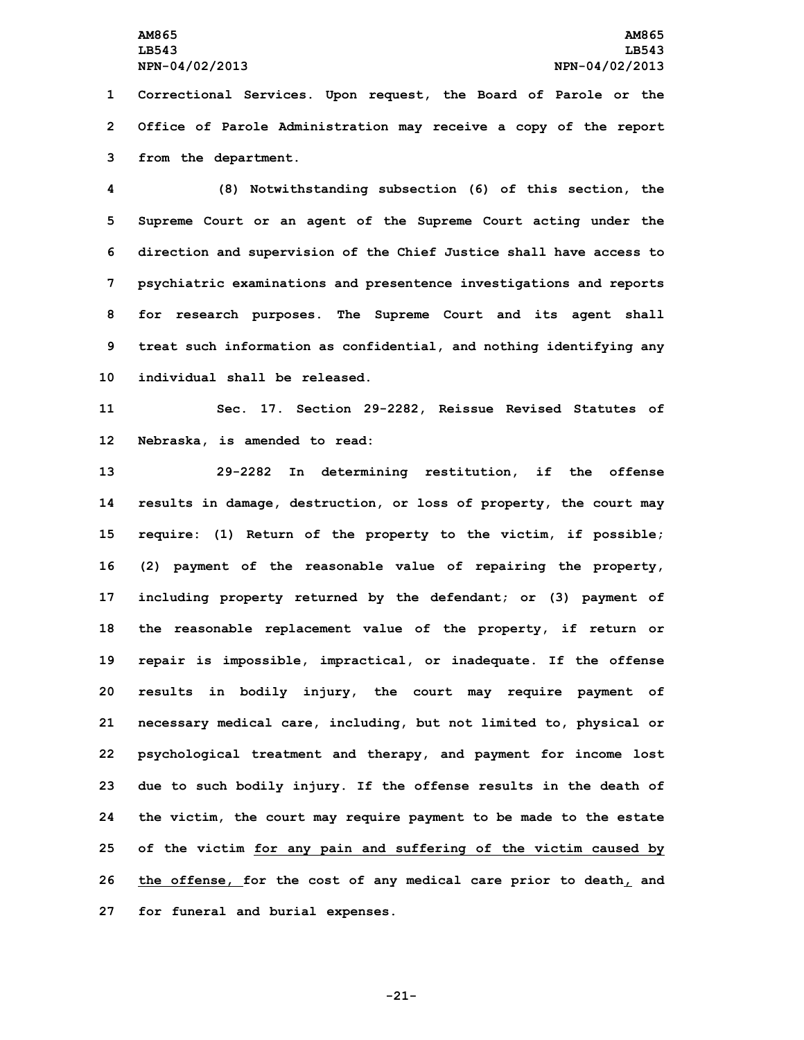Correctional Services. Upon request, the Board of Parole or the Office of Parole Administration may receive a copy of the report from the department.

(8) Notwithstanding subsection (6) of this section, the Supreme Court or an agent of the Supreme Court acting under the direction and supervision of the Chief Justice shall have access to psychiatric examinations and presentence investigations and reports for research purposes. The Supreme Court and its agent shall treat such information as confidential, and nothing identifying any individual shall be released.

Sec. 17. Section 29-2282, Reissue Revised Statutes of Nebraska, is amended to read:

29-2282 In determining restitution, if the offense results in damage, destruction, or loss of property, the court may require: (1) Return of the property to the victim, if possible; (2) payment of the reasonable value of repairing the property, including property returned by the defendant; or (3) payment of the reasonable replacement value of the property, if return or repair is impossible, impractical, or inadequate. If the offense results in bodily injury, the court may require payment of necessary medical care, including, but not limited to, physical or psychological treatment and therapy, and payment for income lost due to such bodily injury. If the offense results in the death of the victim, the court may require payment to be made to the estate of the victim <u>for any pain and suffering of the victim caused by the offense,</u> for the cost of any medical care prior to death<u>,</u> and for funeral and burial expenses.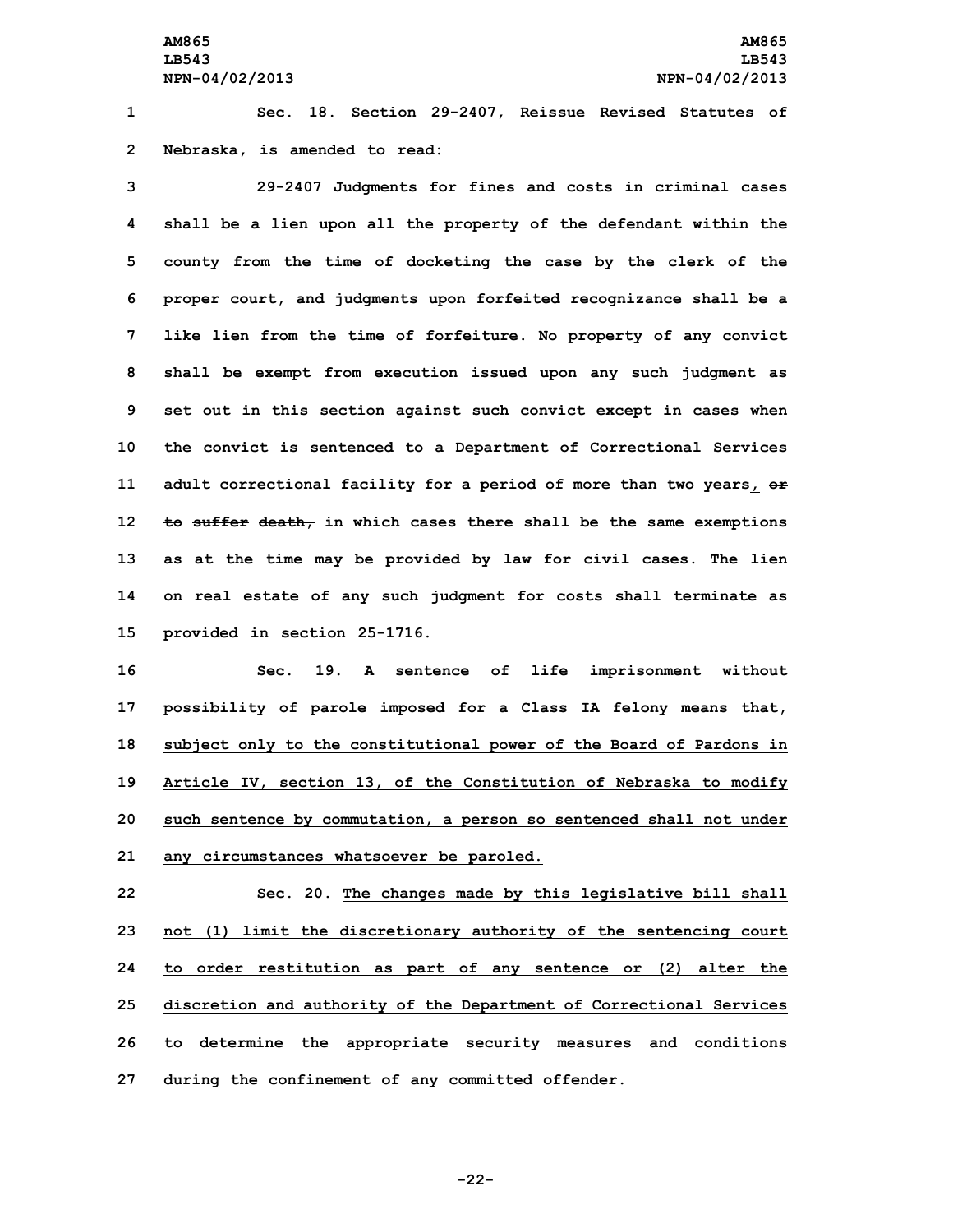Sec. 18. Section 29-2407, Reissue Revised Statutes of Nebraska, is amended to read:

29-2407 Judgments for fines and costs in criminal cases shall be a lien upon all the property of the defendant within the county from the time of docketing the case by the clerk of the proper court, and judgments upon forfeited recognizance shall be a like lien from the time of forfeiture. No property of any convict shall be exempt from execution issued upon any such judgment as set out in this section against such convict except in cases when the convict is sentenced to a Department of Correctional Services adult correctional facility for a period of more than two years, ~~or to suffer death,~~ in which cases there shall be the same exemptions as at the time may be provided by law for civil cases. The lien on real estate of any such judgment for costs shall terminate as provided in section 25-1716.

Sec. 19. A sentence of life imprisonment without possibility of parole imposed for a Class IA felony means that, subject only to the constitutional power of the Board of Pardons in Article IV, section 13, of the Constitution of Nebraska to modify such sentence by commutation, a person so sentenced shall not under any circumstances whatsoever be paroled.

Sec. 20. The changes made by this legislative bill shall not (1) limit the discretionary authority of the sentencing court to order restitution as part of any sentence or (2) alter the discretion and authority of the Department of Correctional Services to determine the appropriate security measures and conditions during the confinement of any committed offender.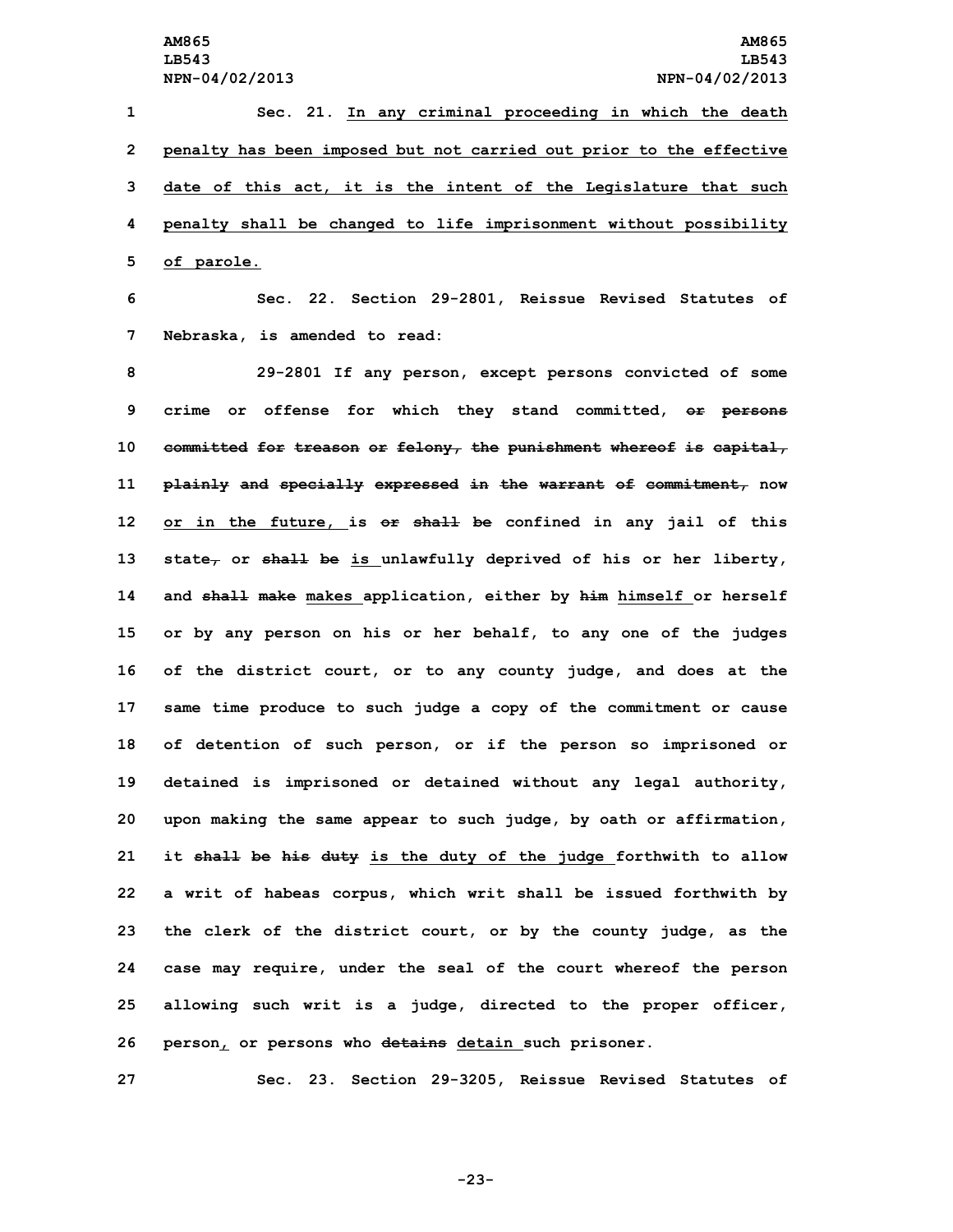Sec. 21. In any criminal proceeding in which the death penalty has been imposed but not carried out prior to the effective date of this act, it is the intent of the Legislature that such penalty shall be changed to life imprisonment without possibility of parole.

Sec. 22. Section 29-2801, Reissue Revised Statutes of Nebraska, is amended to read:

29-2801 If any person, except persons convicted of some crime or offense for which they stand committed, ~~or persons committed for treason or felony, the punishment whereof is capital, plainly and specially expressed in the warrant of commitment,~~ now or in the future, is ~~or shall be~~ confined in any jail of this state~~,~~ or ~~shall be~~ is unlawfully deprived of his or her liberty, and ~~shall make~~ makes application, either by ~~him~~ himself or herself or by any person on his or her behalf, to any one of the judges of the district court, or to any county judge, and does at the same time produce to such judge a copy of the commitment or cause of detention of such person, or if the person so imprisoned or detained is imprisoned or detained without any legal authority, upon making the same appear to such judge, by oath or affirmation, it ~~shall be his duty~~ is the duty of the judge forthwith to allow a writ of habeas corpus, which writ shall be issued forthwith by the clerk of the district court, or by the county judge, as the case may require, under the seal of the court whereof the person allowing such writ is a judge, directed to the proper officer, person, or persons who ~~detains~~ detain such prisoner.

Sec. 23. Section 29-3205, Reissue Revised Statutes of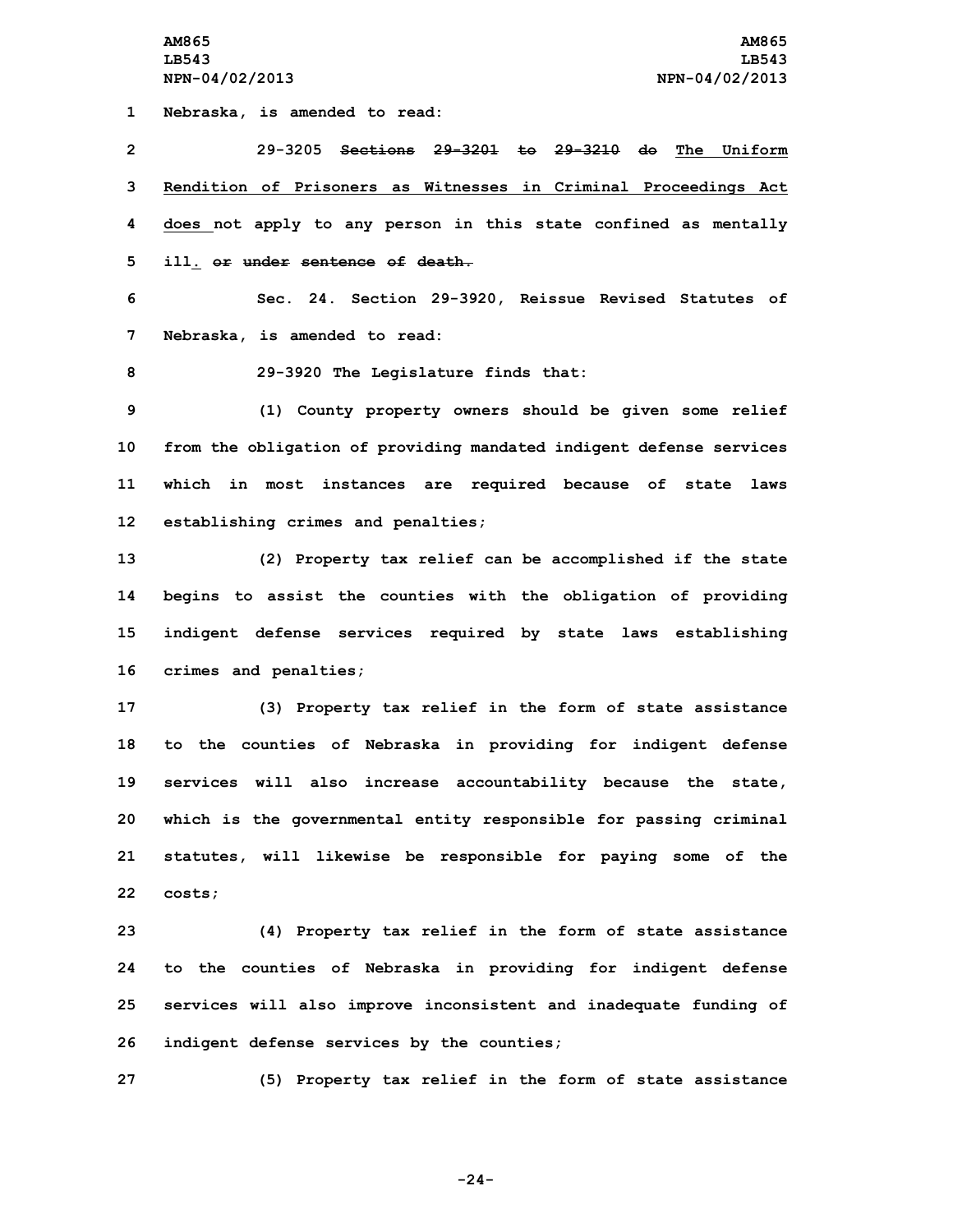Nebraska, is amended to read:

29-3205 ~~Sections 29-3201 to 29-3210 do~~ The Uniform Rendition of Prisoners as Witnesses in Criminal Proceedings Act does not apply to any person in this state confined as mentally ill. ~~or under sentence of death.~~

Sec. 24. Section 29-3920, Reissue Revised Statutes of Nebraska, is amended to read:

29-3920 The Legislature finds that:

(1) County property owners should be given some relief from the obligation of providing mandated indigent defense services which in most instances are required because of state laws establishing crimes and penalties;

(2) Property tax relief can be accomplished if the state begins to assist the counties with the obligation of providing indigent defense services required by state laws establishing crimes and penalties;

(3) Property tax relief in the form of state assistance to the counties of Nebraska in providing for indigent defense services will also increase accountability because the state, which is the governmental entity responsible for passing criminal statutes, will likewise be responsible for paying some of the costs;

(4) Property tax relief in the form of state assistance to the counties of Nebraska in providing for indigent defense services will also improve inconsistent and inadequate funding of indigent defense services by the counties;

(5) Property tax relief in the form of state assistance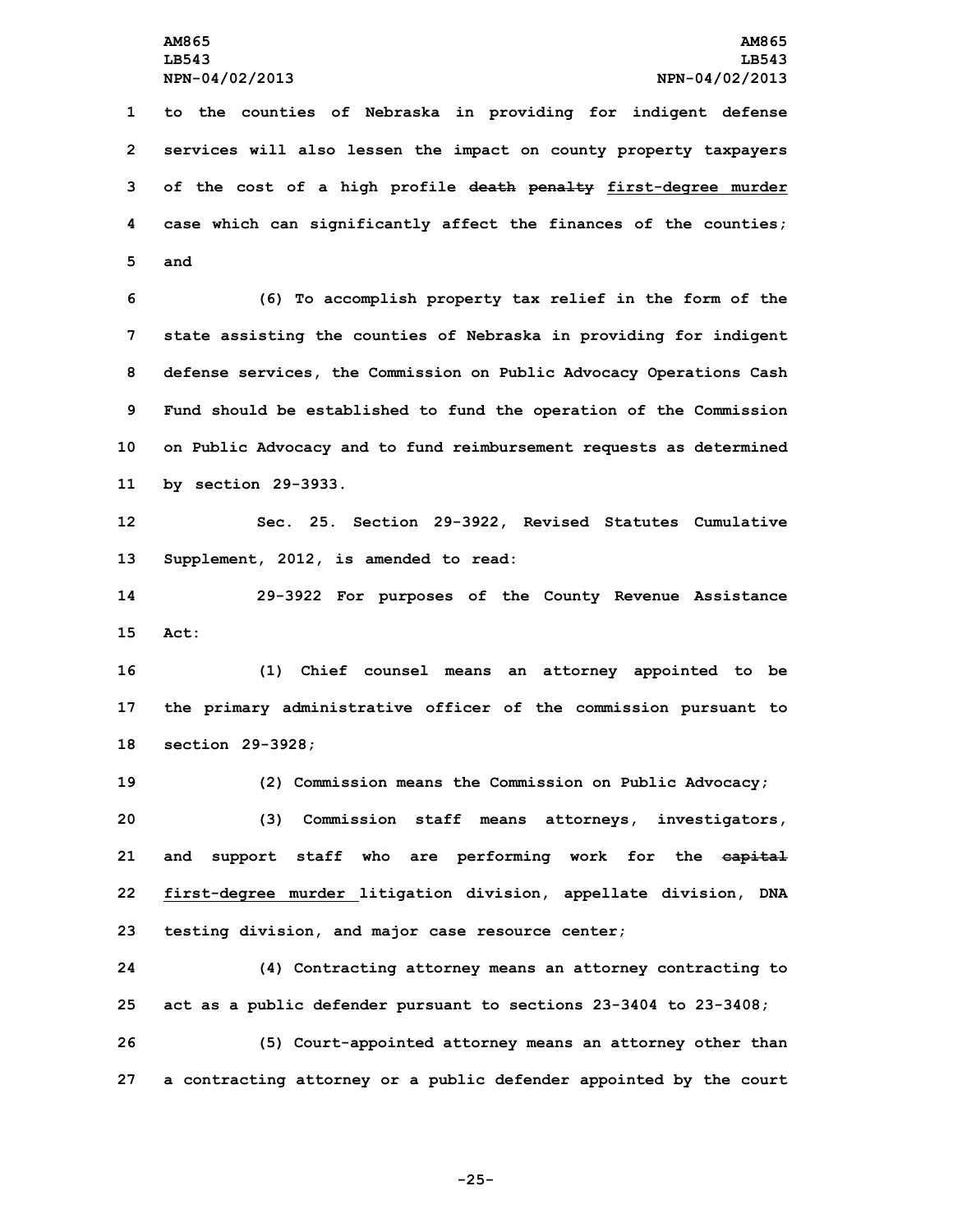to the counties of Nebraska in providing for indigent defense services will also lessen the impact on county property taxpayers of the cost of a high profile ~~death penalty~~ <u>first-degree murder</u> case which can significantly affect the finances of the counties; and

(6) To accomplish property tax relief in the form of the state assisting the counties of Nebraska in providing for indigent defense services, the Commission on Public Advocacy Operations Cash Fund should be established to fund the operation of the Commission on Public Advocacy and to fund reimbursement requests as determined by section 29-3933.

Sec. 25. Section 29-3922, Revised Statutes Cumulative Supplement, 2012, is amended to read:

29-3922 For purposes of the County Revenue Assistance Act:

(1) Chief counsel means an attorney appointed to be the primary administrative officer of the commission pursuant to section 29-3928;

(2) Commission means the Commission on Public Advocacy;

(3) Commission staff means attorneys, investigators, and support staff who are performing work for the ~~capital~~ <u>first-degree murder</u> litigation division, appellate division, DNA testing division, and major case resource center;

(4) Contracting attorney means an attorney contracting to act as a public defender pursuant to sections 23-3404 to 23-3408;

(5) Court-appointed attorney means an attorney other than a contracting attorney or a public defender appointed by the court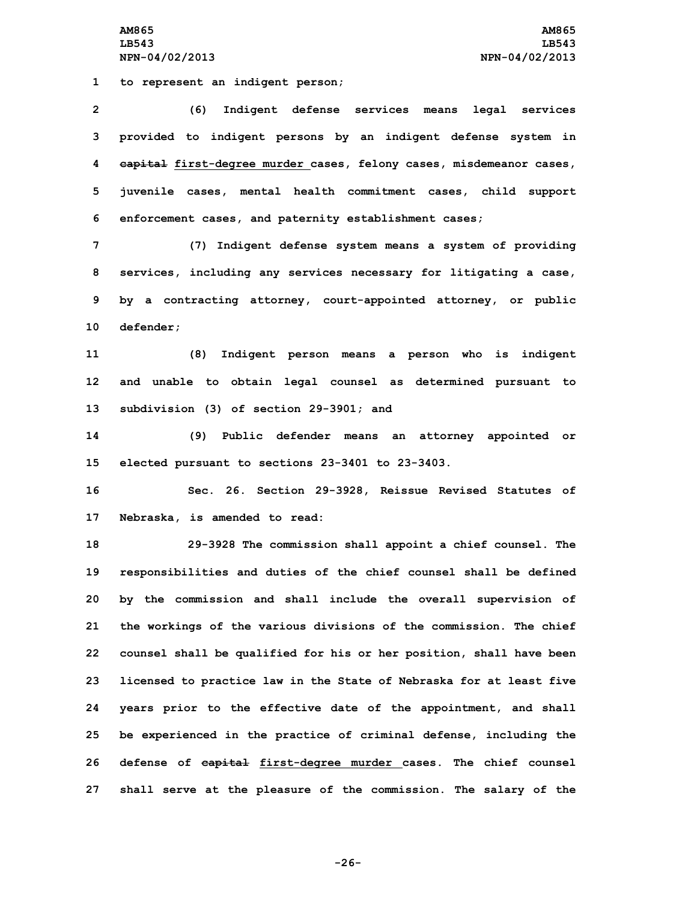to represent an indigent person;

(6) Indigent defense services means legal services provided to indigent persons by an indigent defense system in ~~capital~~ first-degree murder cases, felony cases, misdemeanor cases, juvenile cases, mental health commitment cases, child support enforcement cases, and paternity establishment cases;

(7) Indigent defense system means a system of providing services, including any services necessary for litigating a case, by a contracting attorney, court-appointed attorney, or public defender;

(8) Indigent person means a person who is indigent and unable to obtain legal counsel as determined pursuant to subdivision (3) of section 29-3901; and

(9) Public defender means an attorney appointed or elected pursuant to sections 23-3401 to 23-3403.

Sec. 26. Section 29-3928, Reissue Revised Statutes of Nebraska, is amended to read:

29-3928 The commission shall appoint a chief counsel. The responsibilities and duties of the chief counsel shall be defined by the commission and shall include the overall supervision of the workings of the various divisions of the commission. The chief counsel shall be qualified for his or her position, shall have been licensed to practice law in the State of Nebraska for at least five years prior to the effective date of the appointment, and shall be experienced in the practice of criminal defense, including the defense of ~~capital~~ first-degree murder cases. The chief counsel shall serve at the pleasure of the commission. The salary of the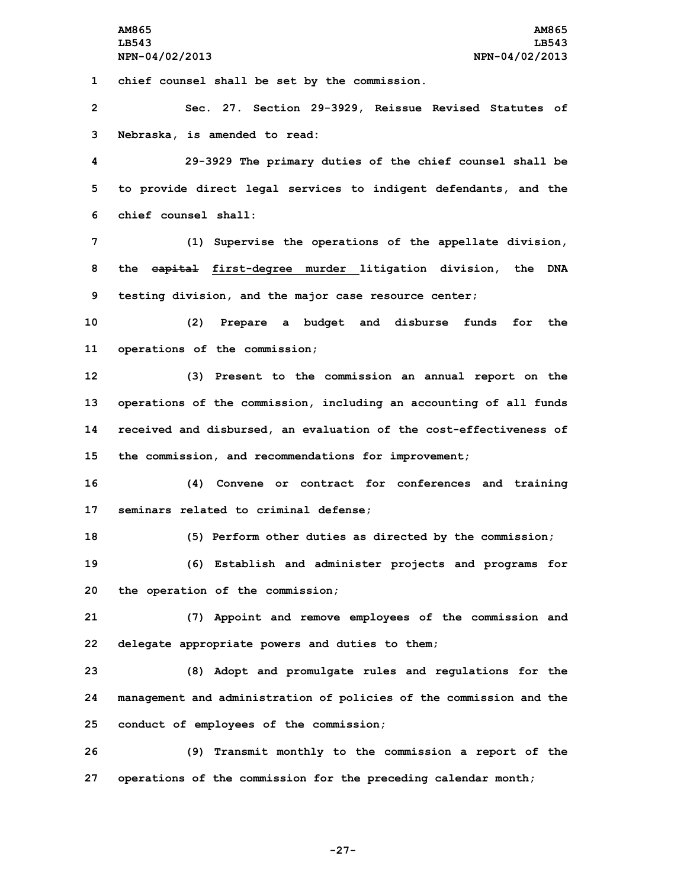chief counsel shall be set by the commission.

Sec. 27. Section 29-3929, Reissue Revised Statutes of Nebraska, is amended to read:

29-3929 The primary duties of the chief counsel shall be to provide direct legal services to indigent defendants, and the chief counsel shall:

(1) Supervise the operations of the appellate division, the ~~capital~~ first-degree murder litigation division, the DNA testing division, and the major case resource center;

(2) Prepare a budget and disburse funds for the operations of the commission;

(3) Present to the commission an annual report on the operations of the commission, including an accounting of all funds received and disbursed, an evaluation of the cost-effectiveness of the commission, and recommendations for improvement;

(4) Convene or contract for conferences and training seminars related to criminal defense;

(5) Perform other duties as directed by the commission;

(6) Establish and administer projects and programs for the operation of the commission;

(7) Appoint and remove employees of the commission and delegate appropriate powers and duties to them;

(8) Adopt and promulgate rules and regulations for the management and administration of policies of the commission and the conduct of employees of the commission;

(9) Transmit monthly to the commission a report of the operations of the commission for the preceding calendar month;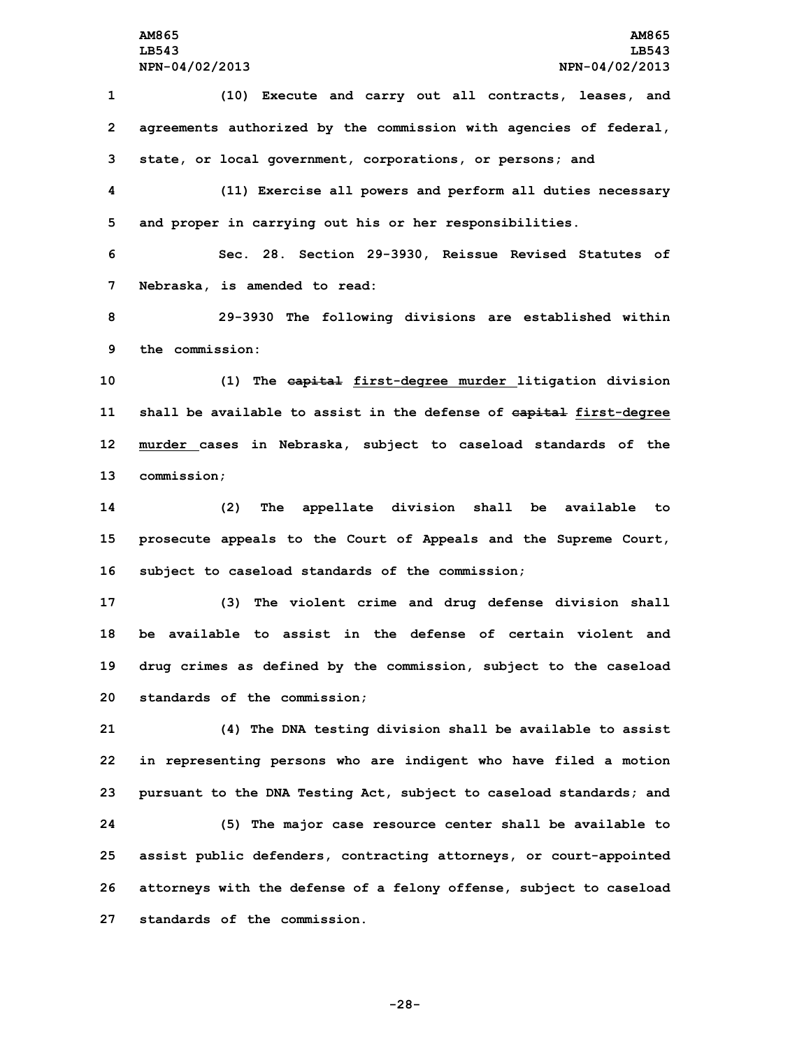(10) Execute and carry out all contracts, leases, and agreements authorized by the commission with agencies of federal, state, or local government, corporations, or persons; and

(11) Exercise all powers and perform all duties necessary and proper in carrying out his or her responsibilities.

Sec. 28. Section 29-3930, Reissue Revised Statutes of Nebraska, is amended to read:

29-3930 The following divisions are established within the commission:

(1) The ~~capital~~ first-degree murder litigation division shall be available to assist in the defense of ~~capital~~ first-degree murder cases in Nebraska, subject to caseload standards of the commission;

(2) The appellate division shall be available to prosecute appeals to the Court of Appeals and the Supreme Court, subject to caseload standards of the commission;

(3) The violent crime and drug defense division shall be available to assist in the defense of certain violent and drug crimes as defined by the commission, subject to the caseload standards of the commission;

(4) The DNA testing division shall be available to assist in representing persons who are indigent who have filed a motion pursuant to the DNA Testing Act, subject to caseload standards; and

(5) The major case resource center shall be available to assist public defenders, contracting attorneys, or court-appointed attorneys with the defense of a felony offense, subject to caseload standards of the commission.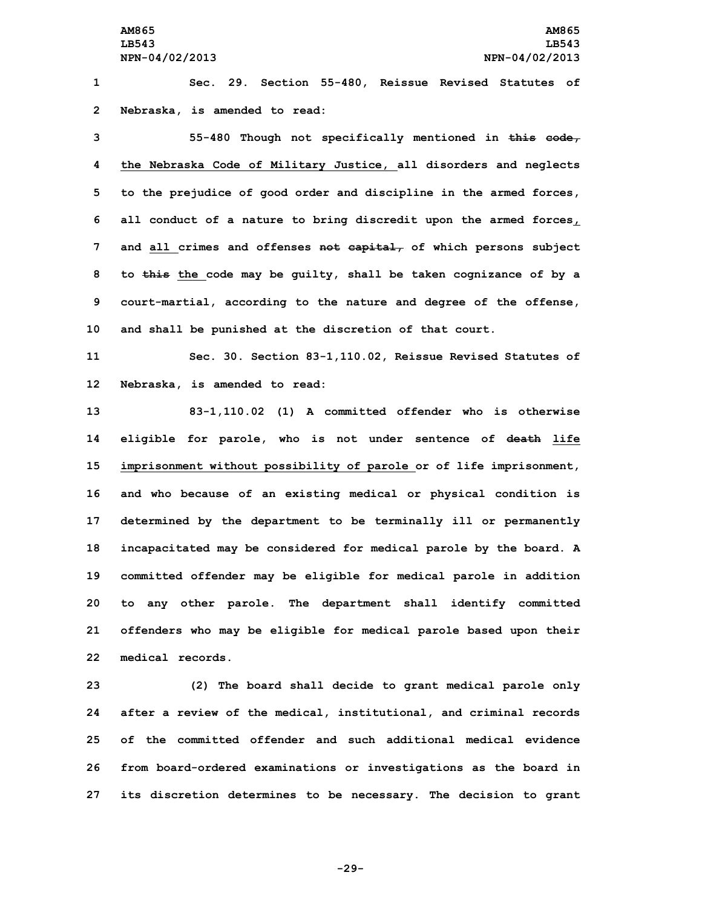Sec. 29. Section 55-480, Reissue Revised Statutes of Nebraska, is amended to read:

55-480 Though not specifically mentioned in ~~this code,~~ <u>the Nebraska Code of Military Justice,</u> all disorders and neglects to the prejudice of good order and discipline in the armed forces, all conduct of a nature to bring discredit upon the armed forces<u>,</u> and <u>all</u> crimes and offenses ~~not capital,~~ of which persons subject to ~~this~~ <u>the</u> code may be guilty, shall be taken cognizance of by a court-martial, according to the nature and degree of the offense, and shall be punished at the discretion of that court.

Sec. 30. Section 83-1,110.02, Reissue Revised Statutes of Nebraska, is amended to read:

83-1,110.02 (1) A committed offender who is otherwise eligible for parole, who is not under sentence of ~~death~~ <u>life imprisonment without possibility of parole</u> or of life imprisonment, and who because of an existing medical or physical condition is determined by the department to be terminally ill or permanently incapacitated may be considered for medical parole by the board. A committed offender may be eligible for medical parole in addition to any other parole. The department shall identify committed offenders who may be eligible for medical parole based upon their medical records.

(2) The board shall decide to grant medical parole only after a review of the medical, institutional, and criminal records of the committed offender and such additional medical evidence from board-ordered examinations or investigations as the board in its discretion determines to be necessary. The decision to grant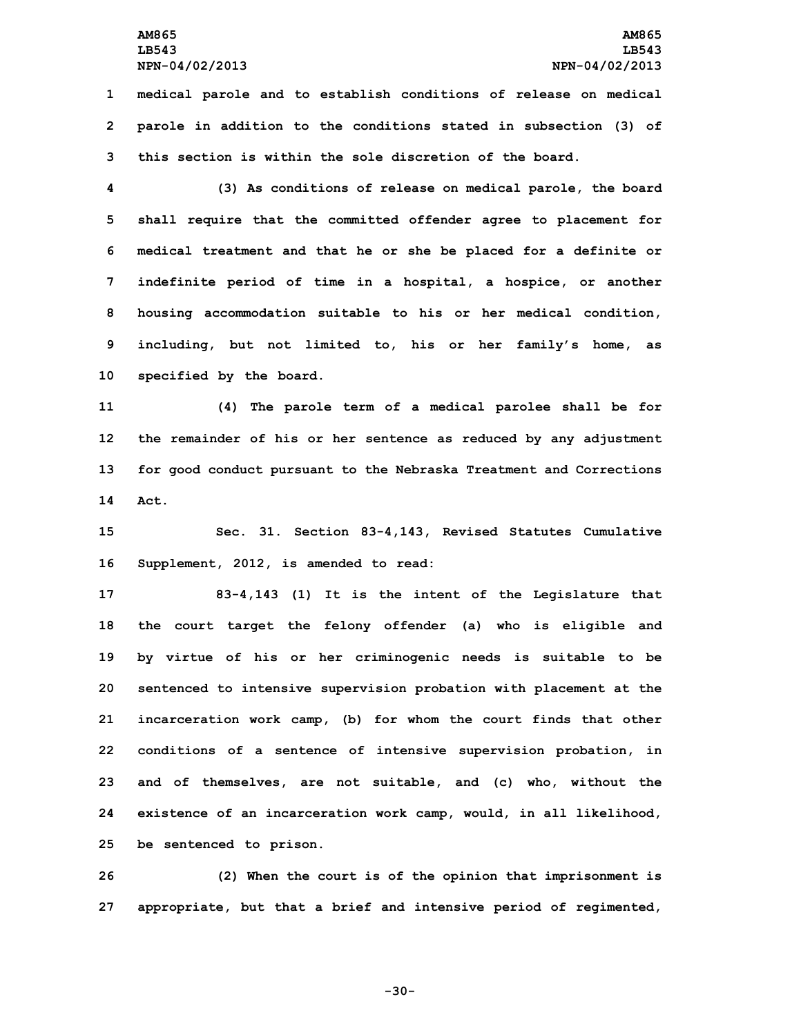medical parole and to establish conditions of release on medical parole in addition to the conditions stated in subsection (3) of this section is within the sole discretion of the board.

(3) As conditions of release on medical parole, the board shall require that the committed offender agree to placement for medical treatment and that he or she be placed for a definite or indefinite period of time in a hospital, a hospice, or another housing accommodation suitable to his or her medical condition, including, but not limited to, his or her family's home, as specified by the board.

(4) The parole term of a medical parolee shall be for the remainder of his or her sentence as reduced by any adjustment for good conduct pursuant to the Nebraska Treatment and Corrections Act.

Sec. 31. Section 83-4,143, Revised Statutes Cumulative Supplement, 2012, is amended to read:

83-4,143 (1) It is the intent of the Legislature that the court target the felony offender (a) who is eligible and by virtue of his or her criminogenic needs is suitable to be sentenced to intensive supervision probation with placement at the incarceration work camp, (b) for whom the court finds that other conditions of a sentence of intensive supervision probation, in and of themselves, are not suitable, and (c) who, without the existence of an incarceration work camp, would, in all likelihood, be sentenced to prison.

(2) When the court is of the opinion that imprisonment is appropriate, but that a brief and intensive period of regimented,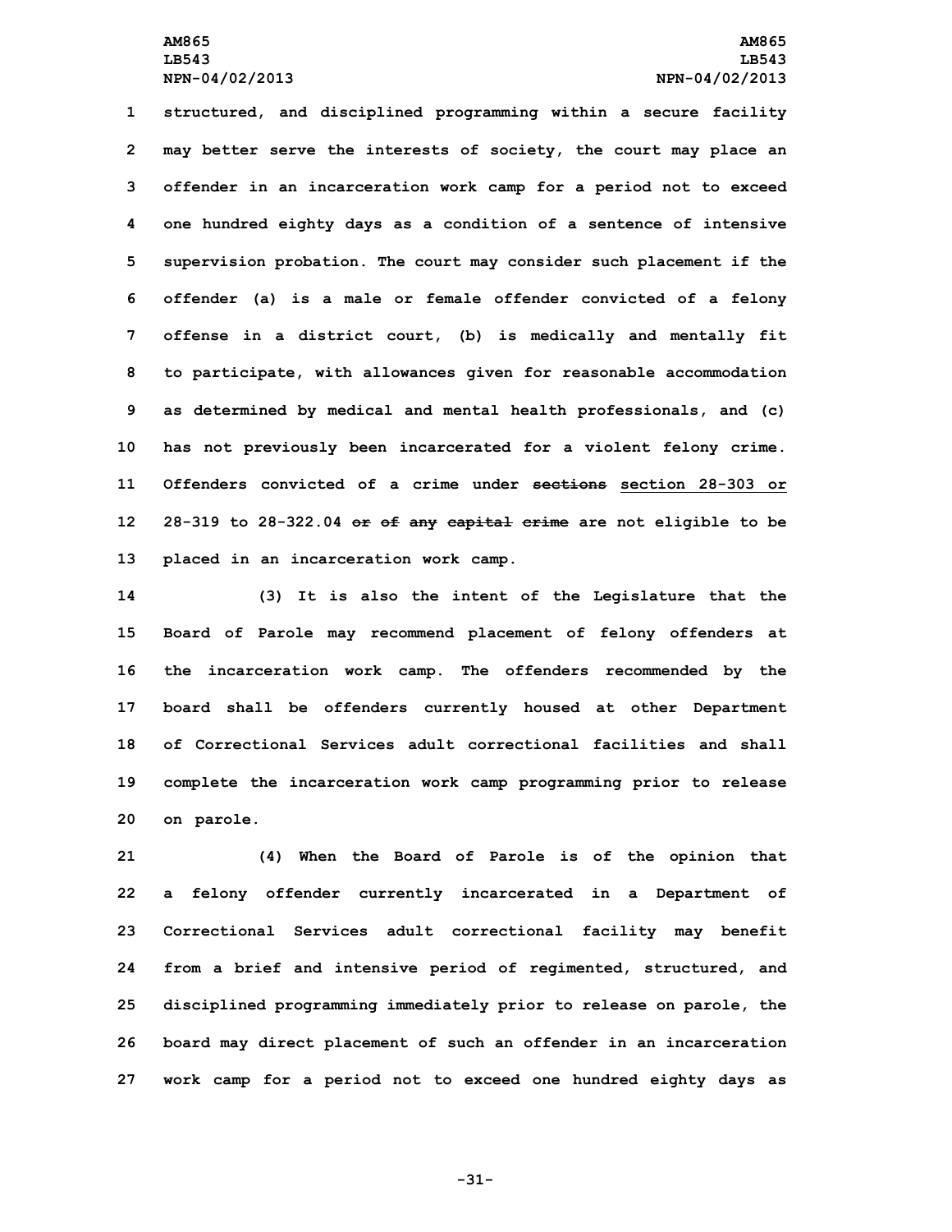structured, and disciplined programming within a secure facility may better serve the interests of society, the court may place an offender in an incarceration work camp for a period not to exceed one hundred eighty days as a condition of a sentence of intensive supervision probation. The court may consider such placement if the offender (a) is a male or female offender convicted of a felony offense in a district court, (b) is medically and mentally fit to participate, with allowances given for reasonable accommodation as determined by medical and mental health professionals, and (c) has not previously been incarcerated for a violent felony crime. Offenders convicted of a crime under ~~sections~~ section 28-303 or 28-319 to 28-322.04 ~~or of any capital crime~~ are not eligible to be placed in an incarceration work camp.

(3) It is also the intent of the Legislature that the Board of Parole may recommend placement of felony offenders at the incarceration work camp. The offenders recommended by the board shall be offenders currently housed at other Department of Correctional Services adult correctional facilities and shall complete the incarceration work camp programming prior to release on parole.

(4) When the Board of Parole is of the opinion that a felony offender currently incarcerated in a Department of Correctional Services adult correctional facility may benefit from a brief and intensive period of regimented, structured, and disciplined programming immediately prior to release on parole, the board may direct placement of such an offender in an incarceration work camp for a period not to exceed one hundred eighty days as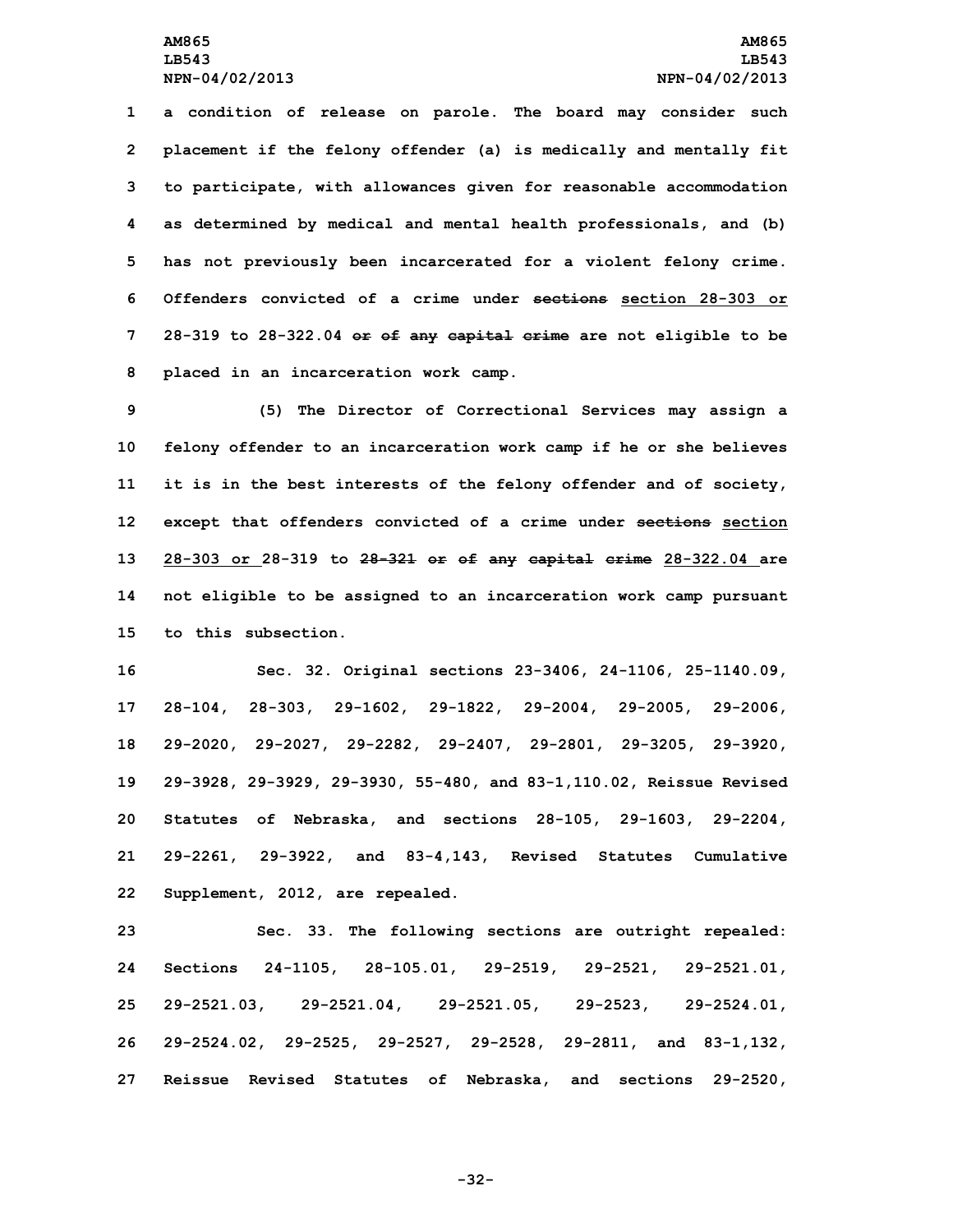a condition of release on parole. The board may consider such placement if the felony offender (a) is medically and mentally fit to participate, with allowances given for reasonable accommodation as determined by medical and mental health professionals, and (b) has not previously been incarcerated for a violent felony crime. Offenders convicted of a crime under ~~sections~~ section 28-303 or 28-319 to 28-322.04 ~~or of any capital crime~~ are not eligible to be placed in an incarceration work camp.

(5) The Director of Correctional Services may assign a felony offender to an incarceration work camp if he or she believes it is in the best interests of the felony offender and of society, except that offenders convicted of a crime under ~~sections~~ section 28-303 or 28-319 to ~~28-321 or of any capital crime~~ 28-322.04 are not eligible to be assigned to an incarceration work camp pursuant to this subsection.

Sec. 32. Original sections 23-3406, 24-1106, 25-1140.09, 28-104, 28-303, 29-1602, 29-1822, 29-2004, 29-2005, 29-2006, 29-2020, 29-2027, 29-2282, 29-2407, 29-2801, 29-3205, 29-3920, 29-3928, 29-3929, 29-3930, 55-480, and 83-1,110.02, Reissue Revised Statutes of Nebraska, and sections 28-105, 29-1603, 29-2204, 29-2261, 29-3922, and 83-4,143, Revised Statutes Cumulative Supplement, 2012, are repealed.

Sec. 33. The following sections are outright repealed: Sections 24-1105, 28-105.01, 29-2519, 29-2521, 29-2521.01, 29-2521.03, 29-2521.04, 29-2521.05, 29-2523, 29-2524.01, 29-2524.02, 29-2525, 29-2527, 29-2528, 29-2811, and 83-1,132, Reissue Revised Statutes of Nebraska, and sections 29-2520,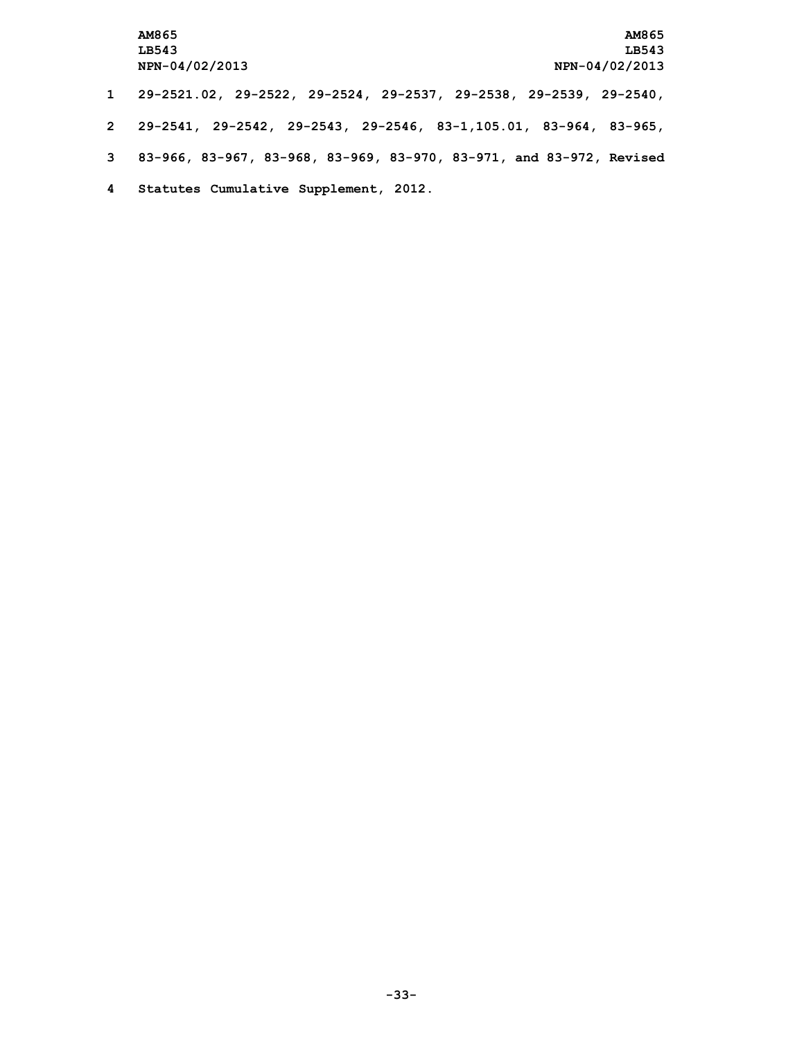29-2521.02, 29-2522, 29-2524, 29-2537, 29-2538, 29-2539, 29-2540, 29-2541, 29-2542, 29-2543, 29-2546, 83-1,105.01, 83-964, 83-965, 83-966, 83-967, 83-968, 83-969, 83-970, 83-971, and 83-972, Revised Statutes Cumulative Supplement, 2012.